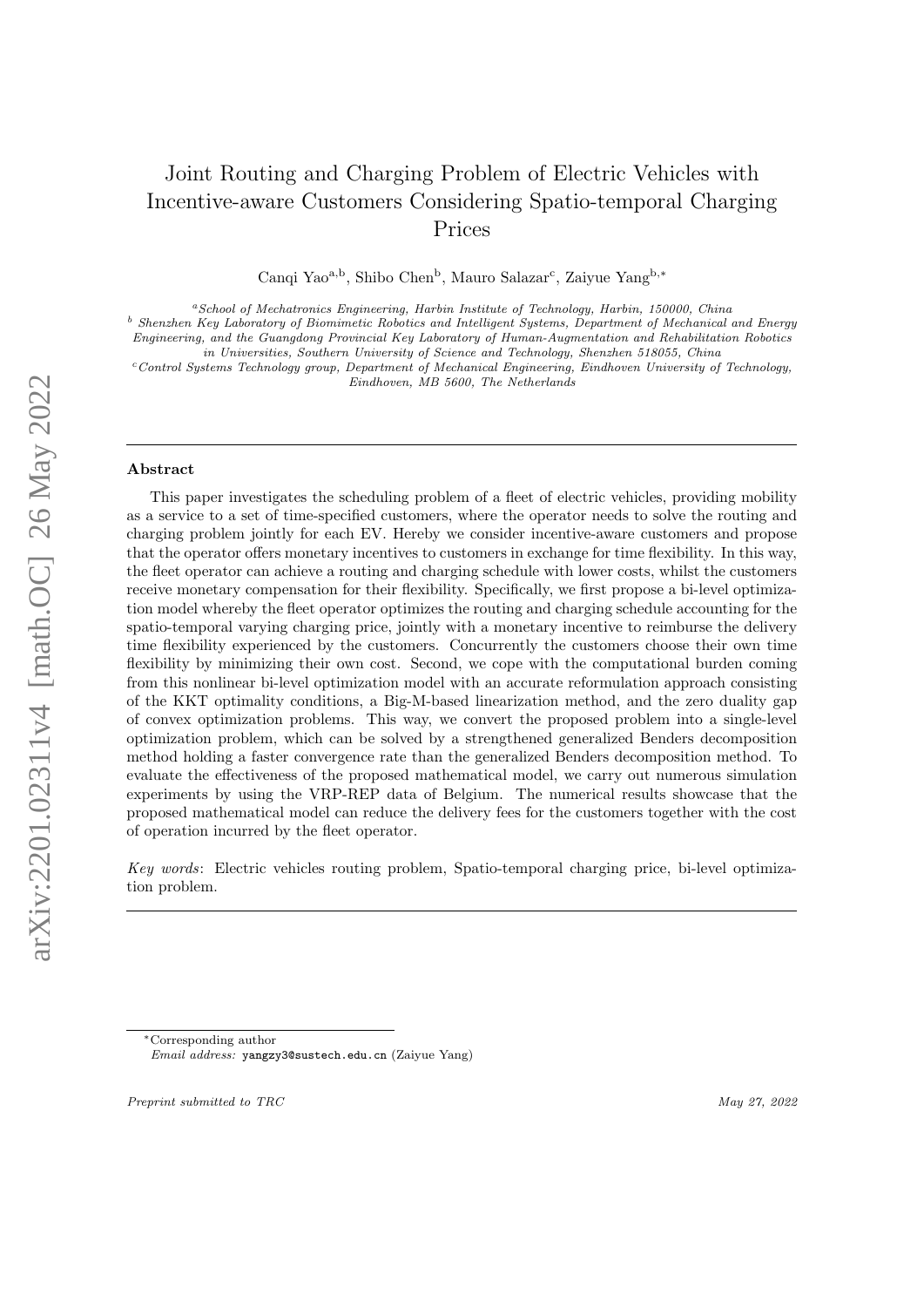# Joint Routing and Charging Problem of Electric Vehicles with Incentive-aware Customers Considering Spatio-temporal Charging Prices

Canqi Yao[a,b], Shibo Chen[b], Mauro Salazar[c], Zaiyue Yang[b,*]

[a] *School of Mechatronics Engineering, Harbin Institute of Technology, Harbin, 150000, China*

[b] *Shenzhen Key Laboratory of Biomimetic Robotics and Intelligent Systems, Department of Mechanical and Energy Engineering, and the Guangdong Provincial Key Laboratory of Human-Augmentation and Rehabilitation Robotics in Universities, Southern University of Science and Technology, Shenzhen 518055, China*

[c] *Control Systems Technology group, Department of Mechanical Engineering, Eindhoven University of Technology, Eindhoven, MB 5600, The Netherlands*

---

## Abstract

This paper investigates the scheduling problem of a fleet of electric vehicles, providing mobility as a service to a set of time-specified customers, where the operator needs to solve the routing and charging problem jointly for each EV. Hereby we consider incentive-aware customers and propose that the operator offers monetary incentives to customers in exchange for time flexibility. In this way, the fleet operator can achieve a routing and charging schedule with lower costs, whilst the customers receive monetary compensation for their flexibility. Specifically, we first propose a bi-level optimization model whereby the fleet operator optimizes the routing and charging schedule accounting for the spatio-temporal varying charging price, jointly with a monetary incentive to reimburse the delivery time flexibility experienced by the customers. Concurrently the customers choose their own time flexibility by minimizing their own cost. Second, we cope with the computational burden coming from this nonlinear bi-level optimization model with an accurate reformulation approach consisting of the KKT optimality conditions, a Big-M-based linearization method, and the zero duality gap of convex optimization problems. This way, we convert the proposed problem into a single-level optimization problem, which can be solved by a strengthened generalized Benders decomposition method holding a faster convergence rate than the generalized Benders decomposition method. To evaluate the effectiveness of the proposed mathematical model, we carry out numerous simulation experiments by using the VRP-REP data of Belgium. The numerical results showcase that the proposed mathematical model can reduce the delivery fees for the customers together with the cost of operation incurred by the fleet operator.

*Key words*: Electric vehicles routing problem, Spatio-temporal charging price, bi-level optimization problem.

---

[*] Corresponding author

*Email address:* yangzy3@sustech.edu.cn (Zaiyue Yang)

*Preprint submitted to TRC* *May 27, 2022*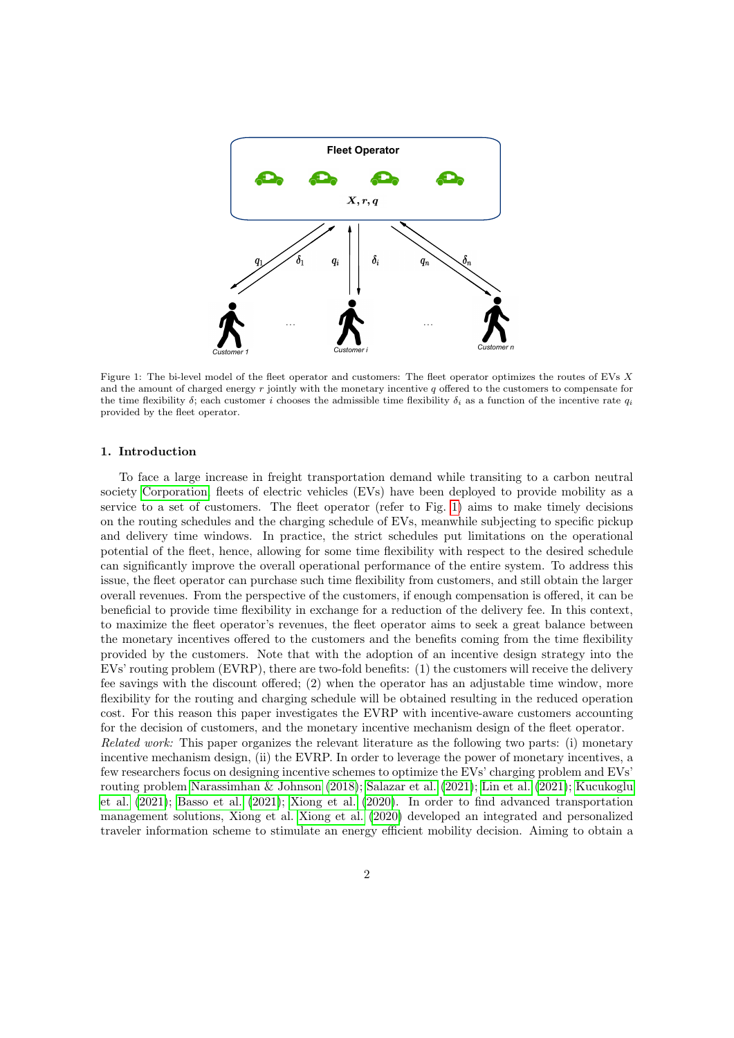Figure 1: The bi-level model of the fleet operator and customers: The fleet operator optimizes the routes of EVs $X$ and the amount of charged energy $r$ jointly with the monetary incentive $q$ offered to the customers to compensate for the time flexibility $\delta$; each customer $i$ chooses the admissible time flexibility $\delta_i$ as a function of the incentive rate $q_i$ provided by the fleet operator.

## 1. Introduction

To face a large increase in freight transportation demand while transiting to a carbon neutral society Corporation, fleets of electric vehicles (EVs) have been deployed to provide mobility as a service to a set of customers. The fleet operator (refer to Fig. 1) aims to make timely decisions on the routing schedules and the charging schedule of EVs, meanwhile subjecting to specific pickup and delivery time windows. In practice, the strict schedules put limitations on the operational potential of the fleet, hence, allowing for some time flexibility with respect to the desired schedule can significantly improve the overall operational performance of the entire system. To address this issue, the fleet operator can purchase such time flexibility from customers, and still obtain the larger overall revenues. From the perspective of the customers, if enough compensation is offered, it can be beneficial to provide time flexibility in exchange for a reduction of the delivery fee. In this context, to maximize the fleet operator's revenues, the fleet operator aims to seek a great balance between the monetary incentives offered to the customers and the benefits coming from the time flexibility provided by the customers. Note that with the adoption of an incentive design strategy into the EVs' routing problem (EVRP), there are two-fold benefits: (1) the customers will receive the delivery fee savings with the discount offered; (2) when the operator has an adjustable time window, more flexibility for the routing and charging schedule will be obtained resulting in the reduced operation cost. For this reason this paper investigates the EVRP with incentive-aware customers accounting for the decision of customers, and the monetary incentive mechanism design of the fleet operator.

*Related work:* This paper organizes the relevant literature as the following two parts: (i) monetary incentive mechanism design, (ii) the EVRP. In order to leverage the power of monetary incentives, a few researchers focus on designing incentive schemes to optimize the EVs' charging problem and EVs' routing problem Narassimhan & Johnson (2018); Salazar et al. (2021); Lin et al. (2021); Kucukoglu et al. (2021); Basso et al. (2021); Xiong et al. (2020). In order to find advanced transportation management solutions, Xiong et al. Xiong et al. (2020) developed an integrated and personalized traveler information scheme to stimulate an energy efficient mobility decision. Aiming to obtain a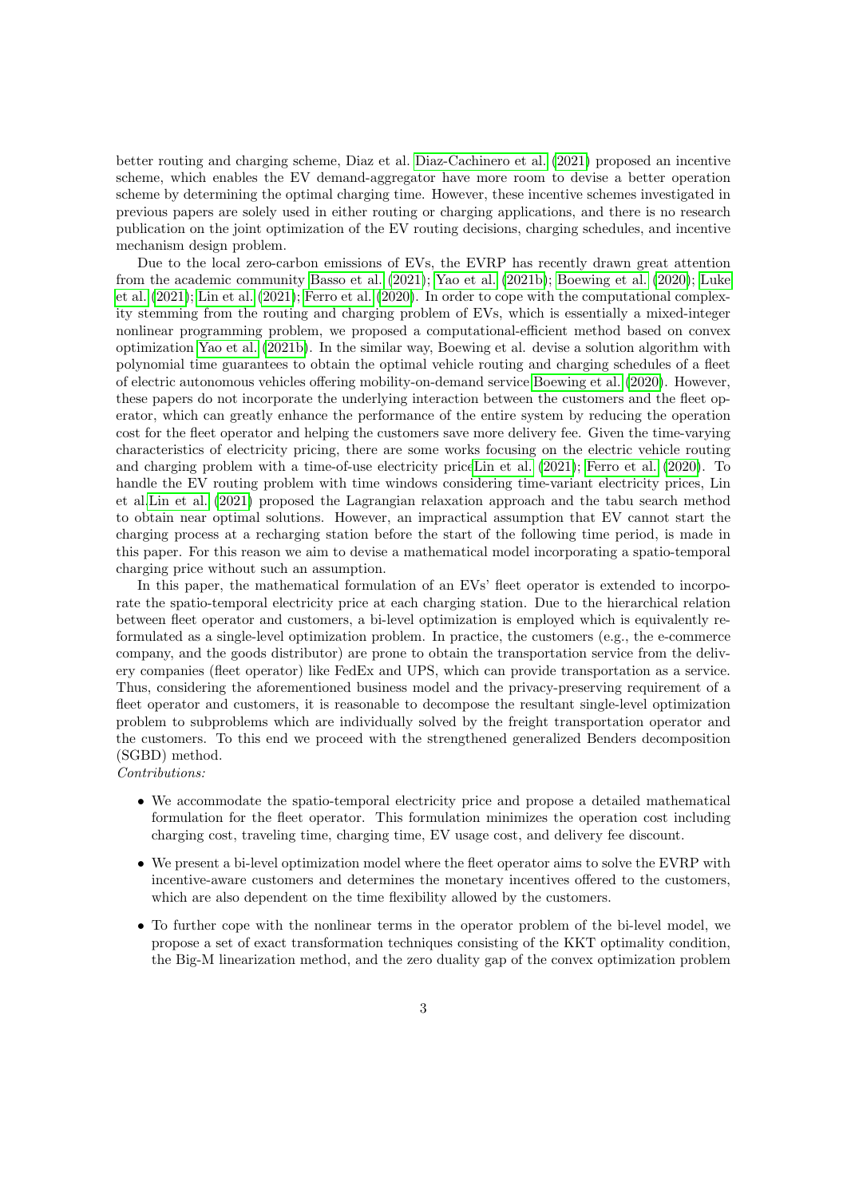better routing and charging scheme, Diaz et al. Diaz-Cachinero et al. (2021) proposed an incentive scheme, which enables the EV demand-aggregator have more room to devise a better operation scheme by determining the optimal charging time. However, these incentive schemes investigated in previous papers are solely used in either routing or charging applications, and there is no research publication on the joint optimization of the EV routing decisions, charging schedules, and incentive mechanism design problem.

Due to the local zero-carbon emissions of EVs, the EVRP has recently drawn great attention from the academic community Basso et al. (2021); Yao et al. (2021b); Boewing et al. (2020); Luke et al. (2021); Lin et al. (2021); Ferro et al. (2020). In order to cope with the computational complexity stemming from the routing and charging problem of EVs, which is essentially a mixed-integer nonlinear programming problem, we proposed a computational-efficient method based on convex optimization Yao et al. (2021b). In the similar way, Boewing et al. devise a solution algorithm with polynomial time guarantees to obtain the optimal vehicle routing and charging schedules of a fleet of electric autonomous vehicles offering mobility-on-demand service Boewing et al. (2020). However, these papers do not incorporate the underlying interaction between the customers and the fleet operator, which can greatly enhance the performance of the entire system by reducing the operation cost for the fleet operator and helping the customers save more delivery fee. Given the time-varying characteristics of electricity pricing, there are some works focusing on the electric vehicle routing and charging problem with a time-of-use electricity priceLin et al. (2021); Ferro et al. (2020). To handle the EV routing problem with time windows considering time-variant electricity prices, Lin et al.Lin et al. (2021) proposed the Lagrangian relaxation approach and the tabu search method to obtain near optimal solutions. However, an impractical assumption that EV cannot start the charging process at a recharging station before the start of the following time period, is made in this paper. For this reason we aim to devise a mathematical model incorporating a spatio-temporal charging price without such an assumption.

In this paper, the mathematical formulation of an EVs' fleet operator is extended to incorporate the spatio-temporal electricity price at each charging station. Due to the hierarchical relation between fleet operator and customers, a bi-level optimization is employed which is equivalently reformulated as a single-level optimization problem. In practice, the customers (e.g., the e-commerce company, and the goods distributor) are prone to obtain the transportation service from the delivery companies (fleet operator) like FedEx and UPS, which can provide transportation as a service. Thus, considering the aforementioned business model and the privacy-preserving requirement of a fleet operator and customers, it is reasonable to decompose the resultant single-level optimization problem to subproblems which are individually solved by the freight transportation operator and the customers. To this end we proceed with the strengthened generalized Benders decomposition (SGBD) method.

*Contributions:*

- We accommodate the spatio-temporal electricity price and propose a detailed mathematical formulation for the fleet operator. This formulation minimizes the operation cost including charging cost, traveling time, charging time, EV usage cost, and delivery fee discount.
- We present a bi-level optimization model where the fleet operator aims to solve the EVRP with incentive-aware customers and determines the monetary incentives offered to the customers, which are also dependent on the time flexibility allowed by the customers.
- To further cope with the nonlinear terms in the operator problem of the bi-level model, we propose a set of exact transformation techniques consisting of the KKT optimality condition, the Big-M linearization method, and the zero duality gap of the convex optimization problem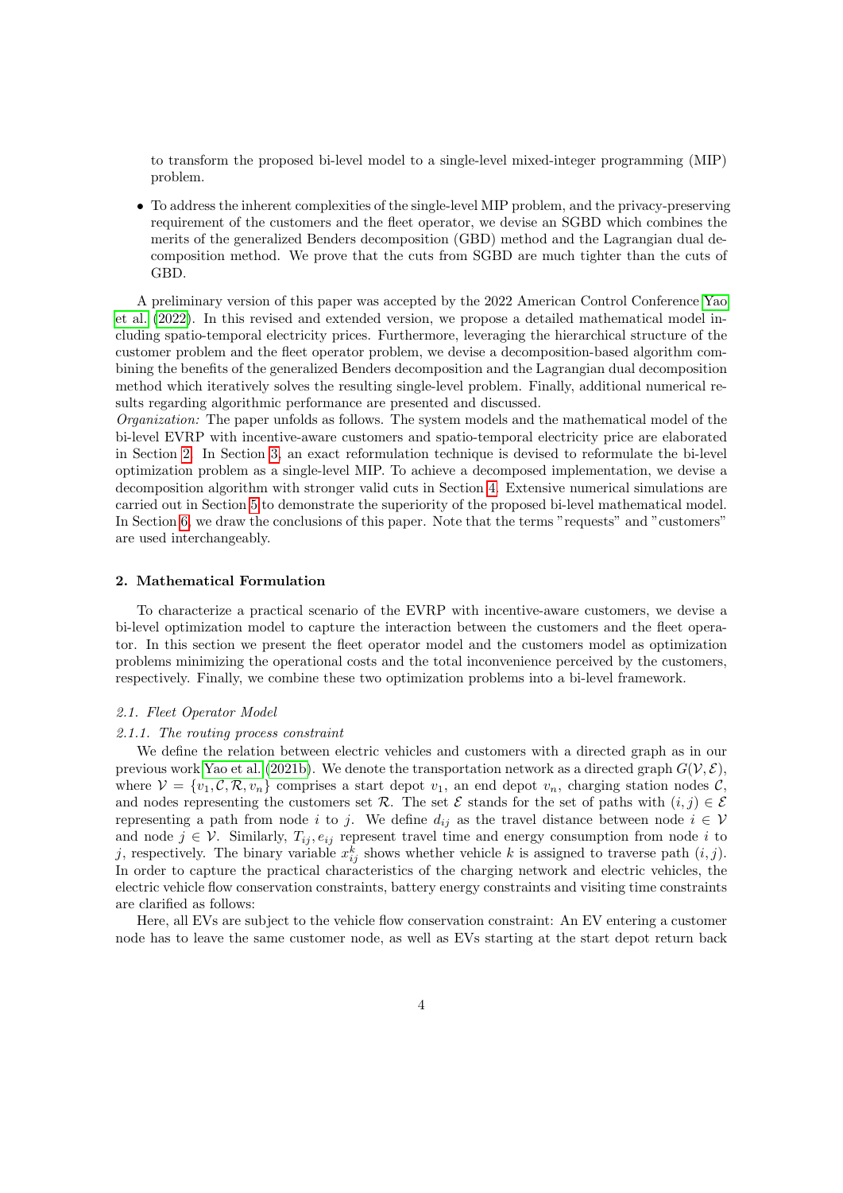to transform the proposed bi-level model to a single-level mixed-integer programming (MIP) problem.

- To address the inherent complexities of the single-level MIP problem, and the privacy-preserving requirement of the customers and the fleet operator, we devise an SGBD which combines the merits of the generalized Benders decomposition (GBD) method and the Lagrangian dual decomposition method. We prove that the cuts from SGBD are much tighter than the cuts of GBD.

A preliminary version of this paper was accepted by the 2022 American Control Conference Yao et al. (2022). In this revised and extended version, we propose a detailed mathematical model including spatio-temporal electricity prices. Furthermore, leveraging the hierarchical structure of the customer problem and the fleet operator problem, we devise a decomposition-based algorithm combining the benefits of the generalized Benders decomposition and the Lagrangian dual decomposition method which iteratively solves the resulting single-level problem. Finally, additional numerical results regarding algorithmic performance are presented and discussed.

*Organization:* The paper unfolds as follows. The system models and the mathematical model of the bi-level EVRP with incentive-aware customers and spatio-temporal electricity price are elaborated in Section 2. In Section 3, an exact reformulation technique is devised to reformulate the bi-level optimization problem as a single-level MIP. To achieve a decomposed implementation, we devise a decomposition algorithm with stronger valid cuts in Section 4. Extensive numerical simulations are carried out in Section 5 to demonstrate the superiority of the proposed bi-level mathematical model. In Section 6, we draw the conclusions of this paper. Note that the terms "requests" and "customers" are used interchangeably.

## 2. Mathematical Formulation

To characterize a practical scenario of the EVRP with incentive-aware customers, we devise a bi-level optimization problem to capture the interaction between the customers and the fleet operator. In this section we present the fleet operator model and the customers model as optimization problems minimizing the operational costs and the total inconvenience perceived by the customers, respectively. Finally, we combine these two optimization problems into a bi-level framework.

### 2.1. Fleet Operator Model

#### 2.1.1. The routing process constraint

We define the relation between electric vehicles and customers with a directed graph as in our previous work Yao et al. (2021b). We denote the transportation network as a directed graph $G(\mathcal{V}, \mathcal{E})$, where $\mathcal{V} = \{v_1, \mathcal{C}, \mathcal{R}, v_n\}$ comprises a start depot $v_1$, an end depot $v_n$, charging station nodes $\mathcal{C}$, and nodes representing the customers set $\mathcal{R}$. The set $\mathcal{E}$ stands for the set of paths with $(i, j) \in \mathcal{E}$ representing a path from node $i$ to $j$. We define $d_{ij}$ as the travel distance between node $i \in \mathcal{V}$ and node $j \in \mathcal{V}$. Similarly, $T_{ij}, e_{ij}$ represent travel time and energy consumption from node $i$ to $j$, respectively. The binary variable $x^k_{ij}$ shows whether vehicle $k$ is assigned to traverse path $(i, j)$. In order to capture the practical characteristics of the charging network and electric vehicles, the electric vehicle flow conservation constraints, battery energy constraints and visiting time constraints are clarified as follows:

Here, all EVs are subject to the vehicle flow conservation constraint: An EV entering a customer node has to leave the same customer node, as well as EVs starting at the start depot return back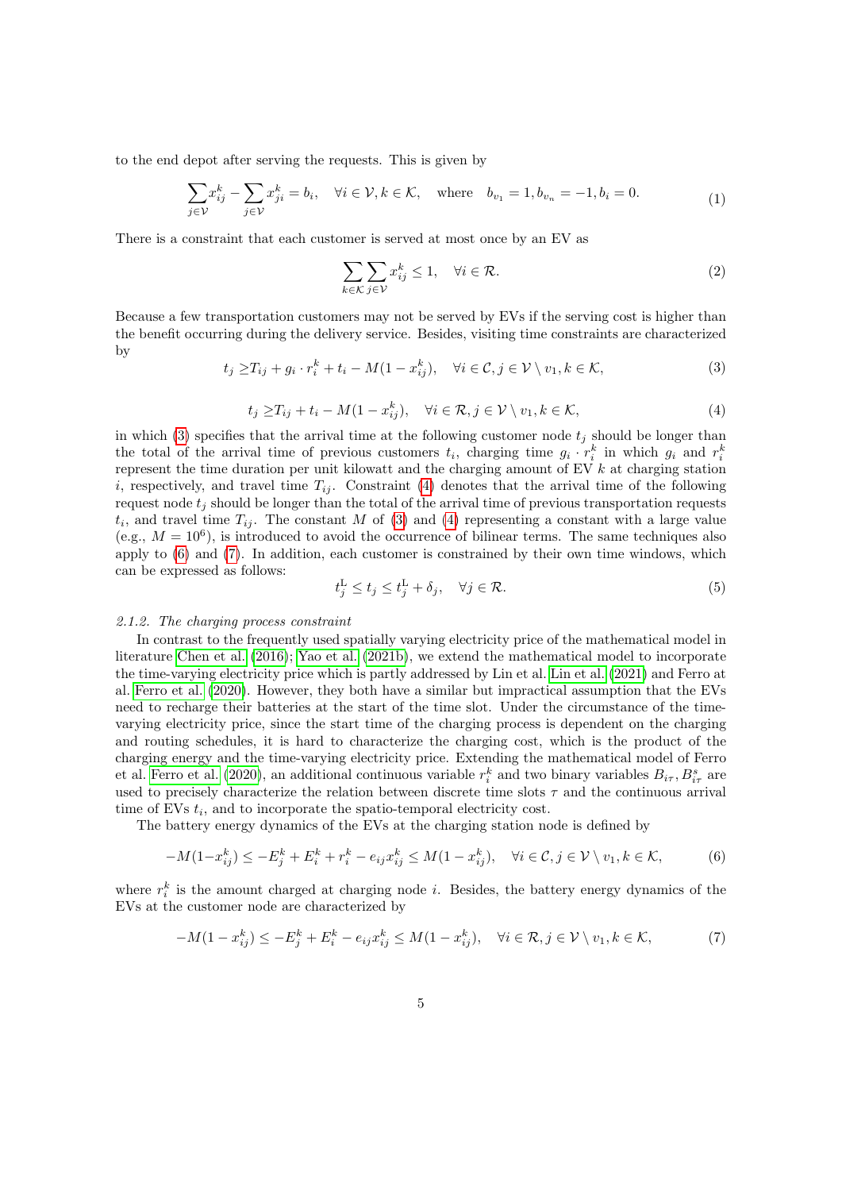to the end depot after serving the requests. This is given by

$$\sum_{j\in\mathcal{V}} x_{ij}^k - \sum_{j\in\mathcal{V}} x_{ji}^k = b_i, \quad \forall i \in \mathcal{V}, k\in\mathcal{K}, \quad \text{where} \quad b_{v_1}=1, b_{v_n}=-1, b_i=0. \tag{1}$$

There is a constraint that each customer is served at most once by an EV as

$$\sum_{k\in\mathcal{K}}\sum_{j\in\mathcal{V}} x_{ij}^k \le 1, \quad \forall i\in\mathcal{R}. \tag{2}$$

Because a few transportation customers may not be served by EVs if the serving cost is higher than the benefit occurring during the delivery service. Besides, visiting time constraints are characterized by

$$t_j \ge T_{ij} + g_i \cdot r_i^k + t_i - M(1-x_{ij}^k), \quad \forall i\in\mathcal{C}, j\in\mathcal{V}\setminus v_1, k\in\mathcal{K}, \tag{3}$$

$$t_j \ge T_{ij} + t_i - M(1-x_{ij}^k), \quad \forall i\in\mathcal{R}, j\in\mathcal{V}\setminus v_1, k\in\mathcal{K}, \tag{4}$$

in which (3) specifies that the arrival time at the following customer node $t_j$ should be longer than the total of the arrival time of previous customers $t_i$, charging time $g_i \cdot r_i^k$ in which $g_i$ and $r_i^k$ represent the time duration per unit kilowatt and the charging amount of EV $k$ at charging station $i$, respectively, and travel time $T_{ij}$. Constraint (4) denotes that the arrival time of the following request node $t_j$ should be longer than the total of the arrival time of previous transportation requests $t_i$, and travel time $T_{ij}$. The constant $M$ of (3) and (4) representing a constant with a large value (e.g., $M = 10^6$), is introduced to avoid the occurrence of bilinear terms. The same techniques also apply to (6) and (7). In addition, each customer is constrained by their own time windows, which can be expressed as follows:

$$t_j^{\mathrm{L}} \le t_j \le t_j^{\mathrm{L}} + \delta_j, \quad \forall j\in\mathcal{R}. \tag{5}$$

*2.1.2. The charging process constraint*

In contrast to the frequently used spatially varying electricity price of the mathematical model in literature Chen et al. (2016); Yao et al. (2021b), we extend the mathematical model to incorporate the time-varying electricity price which is partly addressed by Lin et al. Lin et al. (2021) and Ferro at al. Ferro et al. (2020). However, they both have a similar but impractical assumption that the EVs need to recharge their batteries at the start of the time slot. Under the circumstance of the time-varying electricity price, since the start time of the charging process is dependent on the charging and routing schedules, it is hard to characterize the charging cost, which is the product of the charging energy and the time-varying electricity price. Extending the mathematical model of Ferro et al. Ferro et al. (2020), an additional continuous variable $r_i^k$ and two binary variables $B_{i\tau}, B_{i\tau}^s$ are used to precisely characterize the relation between discrete time slots $\tau$ and the continuous arrival time of EVs $t_i$, and to incorporate the spatio-temporal electricity cost.

The battery energy dynamics of the EVs at the charging station node is defined by

$$-M(1-x_{ij}^k) \le -E_j^k + E_i^k + r_i^k - e_{ij}x_{ij}^k \le M(1-x_{ij}^k), \quad \forall i\in\mathcal{C}, j\in\mathcal{V}\setminus v_1, k\in\mathcal{K}, \tag{6}$$

where $r_i^k$ is the amount charged at charging node $i$. Besides, the battery energy dynamics of the EVs at the customer node are characterized by

$$-M(1-x_{ij}^k) \le -E_j^k + E_i^k - e_{ij}x_{ij}^k \le M(1-x_{ij}^k), \quad \forall i\in\mathcal{R}, j\in\mathcal{V}\setminus v_1, k\in\mathcal{K}, \tag{7}$$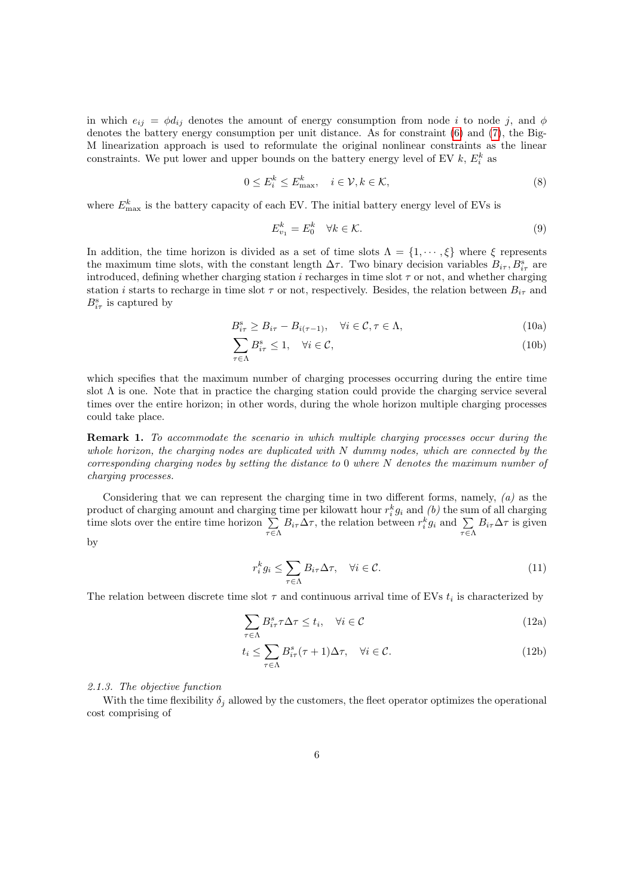in which $e_{ij} = \phi d_{ij}$ denotes the amount of energy consumption from node $i$ to node $j$, and $\phi$ denotes the battery energy consumption per unit distance. As for constraint (6) and (7), the Big-M linearization approach is used to reformulate the original nonlinear constraints as the linear constraints. We put lower and upper bounds on the battery energy level of EV $k$, $E_i^k$ as

$$0 \leq E_i^k \leq E_{\max}^k, \quad i \in \mathcal{V}, k \in \mathcal{K}, \tag{8}$$

where $E_{\max}^k$ is the battery capacity of each EV. The initial battery energy level of EVs is

$$E_{v_1}^k = E_0^k \quad \forall k \in \mathcal{K}. \tag{9}$$

In addition, the time horizon is divided as a set of time slots $\Lambda = \{1, \cdots, \xi\}$ where $\xi$ represents the maximum time slots, with the constant length $\Delta\tau$. Two binary decision variables $B_{i\tau}, B_{i\tau}^{\mathrm{s}}$ are introduced, defining whether charging station $i$ recharges in time slot $\tau$ or not, and whether charging station $i$ starts to recharge in time slot $\tau$ or not, respectively. Besides, the relation between $B_{i\tau}$ and $B_{i\tau}^{\mathrm{s}}$ is captured by

$$B_{i\tau}^{\mathrm{s}} \geq B_{i\tau} - B_{i(\tau-1)}, \quad \forall i \in \mathcal{C}, \tau \in \Lambda, \tag{10a}$$

$$\sum_{\tau \in \Lambda} B_{i\tau}^{\mathrm{s}} \leq 1, \quad \forall i \in \mathcal{C}, \tag{10b}$$

which specifies that the maximum number of charging processes occurring during the entire time slot $\Lambda$ is one. Note that in practice the charging station could provide the charging service several times over the entire horizon; in other words, during the whole horizon multiple charging processes could take place.

**Remark 1.** *To accommodate the scenario in which multiple charging processes occur during the whole horizon, the charging nodes are duplicated with $N$ dummy nodes, which are connected by the corresponding charging nodes by setting the distance to 0 where $N$ denotes the maximum number of charging processes.*

Considering that we can represent the charging time in two different forms, namely, *(a)* as the product of charging amount and charging time per kilowatt hour $r_i^k g_i$ and *(b)* the sum of all charging time slots over the entire time horizon $\sum_{\tau \in \Lambda} B_{i\tau} \Delta\tau$, the relation between $r_i^k g_i$ and $\sum_{\tau \in \Lambda} B_{i\tau} \Delta\tau$ is given by

$$r_i^k g_i \leq \sum_{\tau \in \Lambda} B_{i\tau} \Delta\tau, \quad \forall i \in \mathcal{C}. \tag{11}$$

The relation between discrete time slot $\tau$ and continuous arrival time of EVs $t_i$ is characterized by

$$\sum_{\tau \in \Lambda} B_{i\tau}^s \tau \Delta\tau \leq t_i, \quad \forall i \in \mathcal{C} \tag{12a}$$

$$t_i \leq \sum_{\tau \in \Lambda} B_{i\tau}^s (\tau + 1) \Delta\tau, \quad \forall i \in \mathcal{C}. \tag{12b}$$

### 2.1.3. The objective function

With the time flexibility $\delta_j$ allowed by the customers, the fleet operator optimizes the operational cost comprising of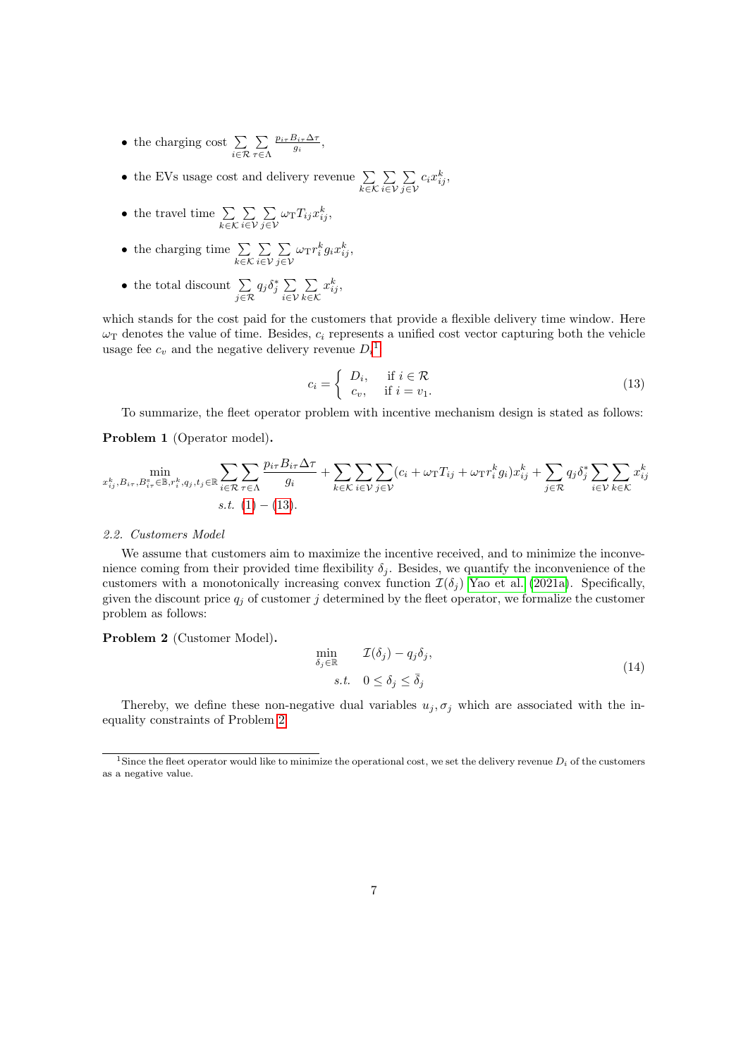- the charging cost $\sum_{i\in\mathcal{R}}\sum_{\tau\in\Lambda}\frac{p_{i\tau}B_{i\tau}\Delta\tau}{g_i}$,
- the EVs usage cost and delivery revenue $\sum_{k\in\mathcal{K}}\sum_{i\in\mathcal{V}}\sum_{j\in\mathcal{V}} c_i x_{ij}^k$,
- the travel time $\sum_{k\in\mathcal{K}}\sum_{i\in\mathcal{V}}\sum_{j\in\mathcal{V}} \omega_{\mathrm{T}} T_{ij} x_{ij}^k$,
- the charging time $\sum_{k\in\mathcal{K}}\sum_{i\in\mathcal{V}}\sum_{j\in\mathcal{V}} \omega_{\mathrm{T}} r_i^k g_i x_{ij}^k$,
- the total discount $\sum_{j\in\mathcal{R}} q_j \delta_j^* \sum_{i\in\mathcal{V}}\sum_{k\in\mathcal{K}} x_{ij}^k$,

which stands for the cost paid for the customers that provide a flexible delivery time window. Here $\omega_{\mathrm{T}}$ denotes the value of time. Besides, $c_i$ represents a unified cost vector capturing both the vehicle usage fee $c_v$ and the negative delivery revenue $D_i$[1].

$$c_i = \begin{cases} D_i, & \text{if } i \in \mathcal{R} \\ c_v, & \text{if } i = v_1. \end{cases} \tag{13}$$

To summarize, the fleet operator problem with incentive mechanism design is stated as follows:

**Problem 1** (Operator model)**.**

$$\min_{x_{ij}^k, B_{i\tau}, B_{i\tau}^s \in \mathbb{B}, r_i^k, q_j, t_j \in \mathbb{R}} \sum_{i\in\mathcal{R}}\sum_{\tau\in\Lambda}\frac{p_{i\tau}B_{i\tau}\Delta\tau}{g_i} + \sum_{k\in\mathcal{K}}\sum_{i\in\mathcal{V}}\sum_{j\in\mathcal{V}}(c_i + \omega_{\mathrm{T}}T_{ij} + \omega_{\mathrm{T}} r_i^k g_i) x_{ij}^k + \sum_{j\in\mathcal{R}} q_j \delta_j^* \sum_{i\in\mathcal{V}}\sum_{k\in\mathcal{K}} x_{ij}^k$$
$$s.t. \ (1) - (13).$$

### *2.2. Customers Model*

We assume that customers aim to maximize the incentive received, and to minimize the inconvenience coming from their provided time flexibility $\delta_j$. Besides, we quantify the inconvenience of the customers with a monotonically increasing convex function $\mathcal{I}(\delta_j)$ Yao et al. (2021a). Specifically, given the discount price $q_j$ of customer $j$ determined by the fleet operator, we formalize the customer problem as follows:

**Problem 2** (Customer Model)**.**

$$\begin{aligned} \min_{\delta_j \in \mathbb{R}} \quad & \mathcal{I}(\delta_j) - q_j \delta_j, \\ s.t. \quad & 0 \le \delta_j \le \bar{\delta}_j \end{aligned} \tag{14}$$

Thereby, we define these non-negative dual variables $u_j, \sigma_j$ which are associated with the inequality constraints of Problem 2.

---

[1] Since the fleet operator would like to minimize the operational cost, we set the delivery revenue $D_i$ of the customers as a negative value.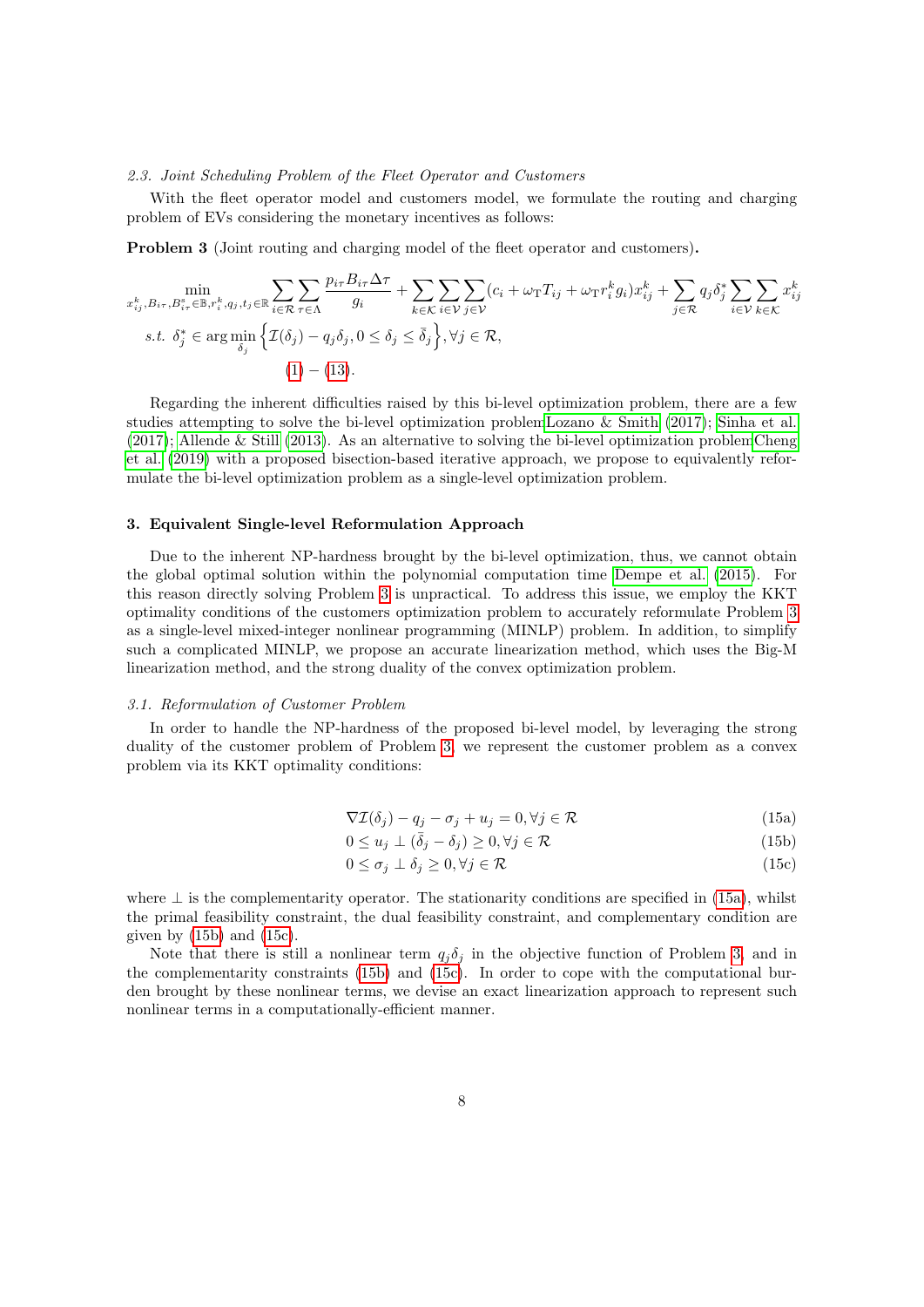### 2.3. Joint Scheduling Problem of the Fleet Operator and Customers

With the fleet operator model and customers model, we formulate the routing and charging problem of EVs considering the monetary incentives as follows:

**Problem 3** (Joint routing and charging model of the fleet operator and customers)**.**

$$
\begin{aligned}
\min_{x_{ij}^k, B_{i\tau}, B_{i\tau}^s \in \mathbb{B}, r_i^k, q_j, t_j \in \mathbb{R}} \; & \sum_{i \in \mathcal{R}} \sum_{\tau \in \Lambda} \frac{p_{i\tau} B_{i\tau} \Delta\tau}{g_i} + \sum_{k \in \mathcal{K}} \sum_{i \in \mathcal{V}} \sum_{j \in \mathcal{V}} (c_i + \omega_{\mathrm{T}} T_{ij} + \omega_{\mathrm{T}} r_i^k g_i) x_{ij}^k + \sum_{j \in \mathcal{R}} q_j \delta_j^* \sum_{i \in \mathcal{V}} \sum_{k \in \mathcal{K}} x_{ij}^k \\
s.t. \;\; & \delta_j^* \in \arg\min_{\delta_j} \left\{ \mathcal{I}(\delta_j) - q_j \delta_j, 0 \le \delta_j \le \bar{\delta}_j \right\}, \forall j \in \mathcal{R}, \\
& (1) - (13).
\end{aligned}
$$

Regarding the inherent difficulties raised by this bi-level optimization problem, there are a few studies attempting to solve the bi-level optimization problemLozano & Smith (2017); Sinha et al. (2017); Allende & Still (2013). As an alternative to solving the bi-level optimization problemCheng et al. (2019) with a proposed bisection-based iterative approach, we propose to equivalently reformulate the bi-level optimization problem as a single-level optimization problem.

## 3. Equivalent Single-level Reformulation Approach

Due to the inherent NP-hardness brought by the bi-level optimization, thus, we cannot obtain the global optimal solution within the polynomial computation time Dempe et al. (2015). For this reason directly solving Problem 3 is unpractical. To address this issue, we employ the KKT optimality conditions of the customers optimization problem to accurately reformulate Problem 3 as a single-level mixed-integer nonlinear programming (MINLP) problem. In addition, to simplify such a complicated MINLP, we propose an accurate linearization method, which uses the Big-M linearization method, and the strong duality of the convex optimization problem.

### 3.1. Reformulation of Customer Problem

In order to handle the NP-hardness of the proposed bi-level model, by leveraging the strong duality of the customer problem of Problem 3, we represent the customer problem as a convex problem via its KKT optimality conditions:

$$
\nabla \mathcal{I}(\delta_j) - q_j - \sigma_j + u_j = 0, \forall j \in \mathcal{R} \tag{15a}
$$

$$
0 \le u_j \perp (\bar{\delta}_j - \delta_j) \ge 0, \forall j \in \mathcal{R} \tag{15b}
$$

$$
0 \le \sigma_j \perp \delta_j \ge 0, \forall j \in \mathcal{R} \tag{15c}
$$

where $\perp$ is the complementarity operator. The stationarity conditions are specified in (15a), whilst the primal feasibility constraint, the dual feasibility constraint, and complementary condition are given by (15b) and (15c).

Note that there is still a nonlinear term $q_j \delta_j$ in the objective function of Problem 3, and in the complementarity constraints (15b) and (15c). In order to cope with the computational burden brought by these nonlinear terms, we devise an exact linearization approach to represent such nonlinear terms in a computationally-efficient manner.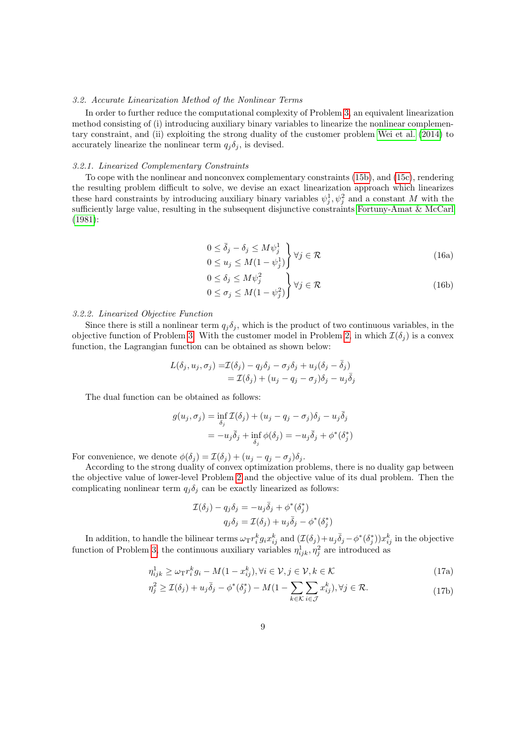### 3.2. Accurate Linearization Method of the Nonlinear Terms

In order to further reduce the computational complexity of Problem 3, an equivalent linearization method consisting of (i) introducing auxiliary binary variables to linearize the nonlinear complementary constraint, and (ii) exploiting the strong duality of the customer problem Wei et al. (2014) to accurately linearize the nonlinear term $q_j\delta_j$, is devised.

#### 3.2.1. Linearized Complementary Constraints

To cope with the nonlinear and nonconvex complementary constraints (15b), and (15c), rendering the resulting problem difficult to solve, we devise an exact linearization approach which linearizes these hard constraints by introducing auxiliary binary variables $\psi_j^1, \psi_j^2$ and a constant $M$ with the sufficiently large value, resulting in the subsequent disjunctive constraints Fortuny-Amat & McCarl (1981):

$$
\left.\begin{aligned}
&0 \le \bar{\delta}_j - \delta_j \le M\psi_j^1 \\
&0 \le u_j \le M(1-\psi_j^1)
\end{aligned}\right\} \forall j \in \mathcal{R} \tag{16a}
$$

$$
\left.\begin{aligned}
&0 \le \delta_j \le M\psi_j^2 \\
&0 \le \sigma_j \le M(1-\psi_j^2)
\end{aligned}\right\} \forall j \in \mathcal{R} \tag{16b}
$$

#### 3.2.2. Linearized Objective Function

Since there is still a nonlinear term $q_j\delta_j$, which is the product of two continuous variables, in the objective function of Problem 3. With the customer model in Problem 2, in which $\mathcal{I}(\delta_j)$ is a convex function, the Lagrangian function can be obtained as shown below:

$$
\begin{aligned}
L(\delta_j, u_j, \sigma_j) =& \mathcal{I}(\delta_j) - q_j\delta_j - \sigma_j\delta_j + u_j(\delta_j - \bar{\delta}_j) \\
=& \mathcal{I}(\delta_j) + (u_j - q_j - \sigma_j)\delta_j - u_j\bar{\delta}_j
\end{aligned}
$$

The dual function can be obtained as follows:

$$
\begin{aligned}
g(u_j, \sigma_j) &= \inf_{\delta_j} \mathcal{I}(\delta_j) + (u_j - q_j - \sigma_j)\delta_j - u_j\bar{\delta}_j \\
&= -u_j\bar{\delta}_j + \inf_{\delta_j} \phi(\delta_j) = -u_j\bar{\delta}_j + \phi^*(\delta_j^*)
\end{aligned}
$$

For convenience, we denote $\phi(\delta_j) = \mathcal{I}(\delta_j) + (u_j - q_j - \sigma_j)\delta_j$.

According to the strong duality of convex optimization problems, there is no duality gap between the objective value of lower-level Problem 2 and the objective value of its dual problem. Then the complicating nonlinear term $q_j\delta_j$ can be exactly linearized as follows:

$$
\begin{aligned}
\mathcal{I}(\delta_j) - q_j\delta_j &= -u_j\bar{\delta}_j + \phi^*(\delta_j^*) \\
q_j\delta_j &= \mathcal{I}(\delta_j) + u_j\bar{\delta}_j - \phi^*(\delta_j^*)
\end{aligned}
$$

In addition, to handle the bilinear terms $\omega_{\mathrm{T}} r_i^k g_i x_{ij}^k$ and $(\mathcal{I}(\delta_j) + u_j\bar{\delta}_j - \phi^*(\delta_j^*))x_{ij}^k$ in the objective function of Problem 3, the continuous auxiliary variables $\eta_{ijk}^1, \eta_j^2$ are introduced as

$$
\eta_{ijk}^1 \ge \omega_{\mathrm{T}} r_i^k g_i - M(1 - x_{ij}^k), \forall i \in \mathcal{V}, j \in \mathcal{V}, k \in \mathcal{K} \tag{17a}
$$

$$
\eta_j^2 \ge \mathcal{I}(\delta_j) + u_j\bar{\delta}_j - \phi^*(\delta_j^*) - M(1 - \sum_{k \in \mathcal{K}} \sum_{i \in \mathcal{J}} x_{ij}^k), \forall j \in \mathcal{R}. \tag{17b}
$$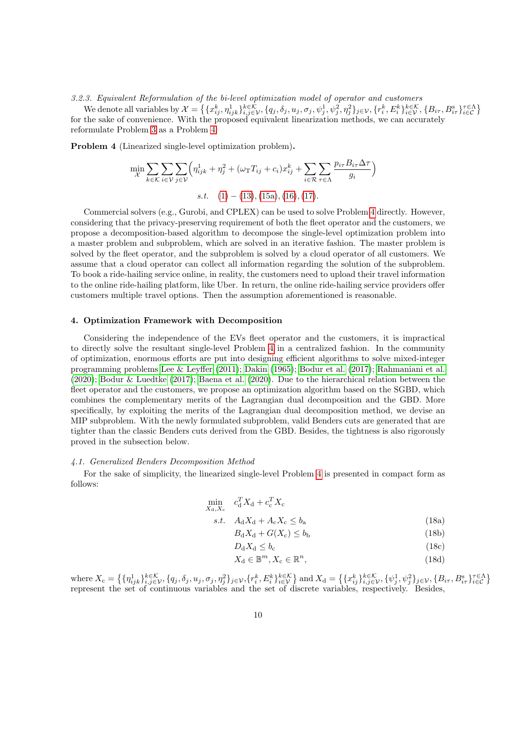### 3.2.3. Equivalent Reformulation of the bi-level optimization model of operator and customers

We denote all variables by $\mathcal{X} = \big\{\{x_{ij}^k, \eta_{ijk}^1\}_{i,j\in\mathcal{V}}^{k\in\mathcal{K}}, \{q_j, \delta_j, u_j, \sigma_j, \psi_j^1, \psi_j^2, \eta_j^2\}_{j\in\mathcal{V}}, \{r_i^k, E_i^k\}_{i\in\mathcal{V}}^{k\in\mathcal{K}}, \{B_{i\tau}, B_{i\tau}^{\mathrm{s}}\}_{i\in\mathcal{C}}^{\tau\in\Lambda}\big\}$ for the sake of convenience. With the proposed equivalent linearization methods, we can accurately reformulate Problem 3 as a Problem 4.

**Problem 4** (Linearized single-level optimization problem)**.**

$$\min_{\mathcal{X}} \sum_{k\in\mathcal{K}}\sum_{i\in\mathcal{V}}\sum_{j\in\mathcal{V}}\Big(\eta_{ijk}^1 + \eta_j^2 + (\omega_{\mathrm{T}}T_{ij} + c_i)x_{ij}^k + \sum_{i\in\mathcal{R}}\sum_{\tau\in\Lambda}\frac{p_{i\tau}B_{i\tau}\Delta\tau}{g_i}\Big)$$

$$s.t. \quad (1) - (13), (15a), (16), (17).$$

Commercial solvers (e.g., Gurobi, and CPLEX) can be used to solve Problem 4 directly. However, considering that the privacy-preserving requirement of both the fleet operator and the customers, we propose a decomposition-based algorithm to decompose the single-level optimization problem into a master problem and subproblem, which are solved in an iterative fashion. The master problem is solved by the fleet operator, and the subproblem is solved by a cloud operator of all customers. We assume that a cloud operator can collect all information regarding the solution of the subproblem. To book a ride-hailing service online, in reality, the customers need to upload their travel information to the online ride-hailing platform, like Uber. In return, the online ride-hailing service providers offer customers multiple travel options. Then the assumption aforementioned is reasonable.

## 4. Optimization Framework with Decomposition

Considering the independence of the EVs fleet operator and the customers, it is impractical to directly solve the resultant single-level Problem 4 in a centralized fashion. In the community of optimization, enormous efforts are put into designing efficient algorithms to solve mixed-integer programming problems Lee & Leyffer (2011); Dakin (1965); Bodur et al. (2017); Rahmaniani et al. (2020); Bodur & Luedtke (2017); Baena et al. (2020). Due to the hierarchical relation between the fleet operator and the customers, we propose an optimization algorithm based on the SGBD, which combines the complementary merits of the Lagrangian dual decomposition and the GBD. More specifically, by exploiting the merits of the Lagrangian dual decomposition method, we devise an MIP subproblem. With the newly formulated subproblem, valid Benders cuts are generated that are tighter than the classic Benders cuts derived from the GBD. Besides, the tightness is also rigorously proved in the subsection below.

### 4.1. Generalized Benders Decomposition Method

For the sake of simplicity, the linearized single-level Problem 4 is presented in compact form as follows:

$$\begin{aligned}
\min_{X_{\mathrm{d}}, X_{\mathrm{c}}} \quad & c_{\mathrm{d}}^T X_{\mathrm{d}} + c_{\mathrm{c}}^T X_{\mathrm{c}} \\
s.t. \quad & A_{\mathrm{d}}X_{\mathrm{d}} + A_{\mathrm{c}}X_{\mathrm{c}} \leq b_{\mathrm{a}} && (18a)\\
& B_{\mathrm{d}}X_{\mathrm{d}} + G(X_{\mathrm{c}}) \leq b_{\mathrm{b}} && (18b)\\
& D_{\mathrm{d}}X_{\mathrm{d}} \leq b_{\mathrm{c}} && (18c)\\
& X_{\mathrm{d}} \in \mathbb{B}^m, X_{\mathrm{c}} \in \mathbb{R}^n, && (18d)
\end{aligned}$$

where $X_{\mathrm{c}} = \big\{\{\eta_{ijk}^1\}_{i,j\in\mathcal{V}}^{k\in\mathcal{K}}, \{q_j, \delta_j, u_j, \sigma_j, \eta_j^2\}_{j\in\mathcal{V}}, \{r_i^k, E_i^k\}_{i\in\mathcal{V}}^{k\in\mathcal{K}}\big\}$ and $X_{\mathrm{d}} = \big\{\{x_{ij}^k\}_{i,j\in\mathcal{V}}^{k\in\mathcal{K}}, \{\psi_j^1, \psi_j^2\}_{j\in\mathcal{V}}, \{B_{i\tau}, B_{i\tau}^{\mathrm{s}}\}_{i\in\mathcal{C}}^{\tau\in\Lambda}\big\}$ represent the set of continuous variables and the set of discrete variables, respectively. Besides,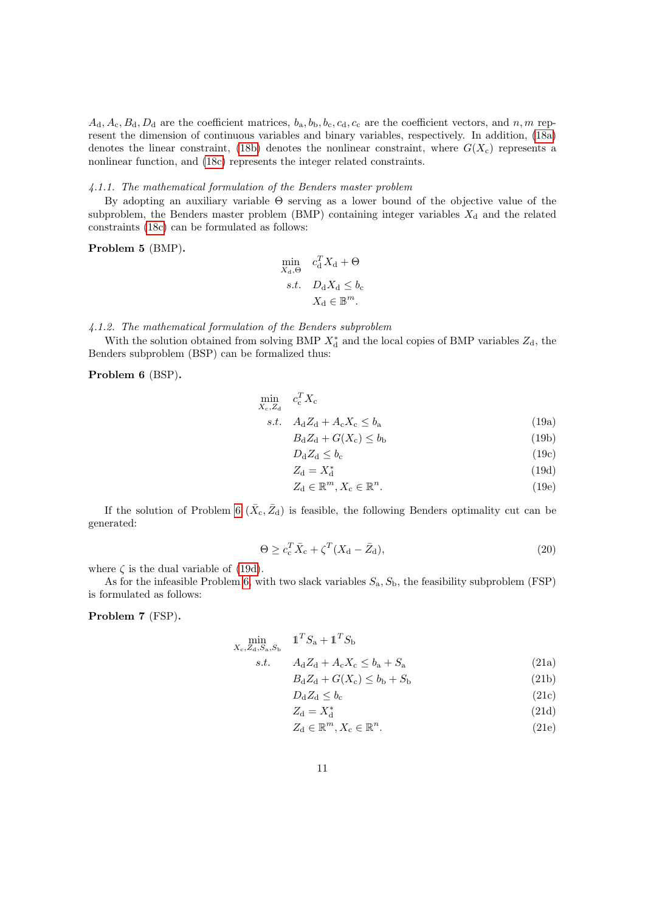$A_{\rm d}, A_{\rm c}, B_{\rm d}, D_{\rm d}$ are the coefficient matrices, $b_{\rm a}, b_{\rm b}, b_{\rm c}, c_{\rm d}, c_{\rm c}$ are the coefficient vectors, and $n, m$ represent the dimension of continuous variables and binary variables, respectively. In addition, (18a) denotes the linear constraint, (18b) denotes the nonlinear constraint, where $G(X_{\rm c})$ represents a nonlinear function, and (18c) represents the integer related constraints.

#### *4.1.1. The mathematical formulation of the Benders master problem*

By adopting an auxiliary variable $\Theta$ serving as a lower bound of the objective value of the subproblem, the Benders master problem (BMP) containing integer variables $X_{\rm d}$ and the related constraints (18c) can be formulated as follows:

**Problem 5** (BMP)**.**

$$
\begin{aligned}
\min_{X_{\rm d},\Theta} \quad & c_{\rm d}^T X_{\rm d} + \Theta \\
s.t. \quad & D_{\rm d} X_{\rm d} \le b_{\rm c} \\
& X_{\rm d} \in \mathbb{B}^m.
\end{aligned}
$$

#### *4.1.2. The mathematical formulation of the Benders subproblem*

With the solution obtained from solving BMP $X_{\rm d}^*$ and the local copies of BMP variables $Z_{\rm d}$, the Benders subproblem (BSP) can be formalized thus:

**Problem 6** (BSP)**.**

$$
\begin{aligned}
\min_{X_{\rm c},Z_{\rm d}} \quad & c_{\rm c}^T X_{\rm c} \\
s.t. \quad & A_{\rm d} Z_{\rm d} + A_{\rm c} X_{\rm c} \le b_{\rm a} && \text{(19a)} \\
& B_{\rm d} Z_{\rm d} + G(X_{\rm c}) \le b_{\rm b} && \text{(19b)} \\
& D_{\rm d} Z_{\rm d} \le b_{\rm c} && \text{(19c)} \\
& Z_{\rm d} = X_{\rm d}^* && \text{(19d)} \\
& Z_{\rm d} \in \mathbb{R}^m, X_{\rm c} \in \mathbb{R}^n. && \text{(19e)}
\end{aligned}
$$

If the solution of Problem 6 $(\bar{X}_{\rm c}, \bar{Z}_{\rm d})$ is feasible, the following Benders optimality cut can be generated:

$$
\Theta \ge c_{\rm c}^T \bar{X}_{\rm c} + \zeta^T (X_{\rm d} - \bar{Z}_{\rm d}), \tag{20}
$$

where $\zeta$ is the dual variable of (19d).

As for the infeasible Problem 6, with two slack variables $S_{\rm a}, S_{\rm b}$, the feasibility subproblem (FSP) is formulated as follows:

**Problem 7** (FSP)**.**

$$
\begin{aligned}
\min_{X_{\rm c},Z_{\rm d},S_{\rm a},S_{\rm b}} \quad & \mathbb{1}^T S_{\rm a} + \mathbb{1}^T S_{\rm b} \\
s.t. \quad & A_{\rm d} Z_{\rm d} + A_{\rm c} X_{\rm c} \le b_{\rm a} + S_{\rm a} && \text{(21a)} \\
& B_{\rm d} Z_{\rm d} + G(X_{\rm c}) \le b_{\rm b} + S_{\rm b} && \text{(21b)} \\
& D_{\rm d} Z_{\rm d} \le b_{\rm c} && \text{(21c)} \\
& Z_{\rm d} = X_{\rm d}^* && \text{(21d)} \\
& Z_{\rm d} \in \mathbb{R}^m, X_{\rm c} \in \mathbb{R}^n. && \text{(21e)}
\end{aligned}
$$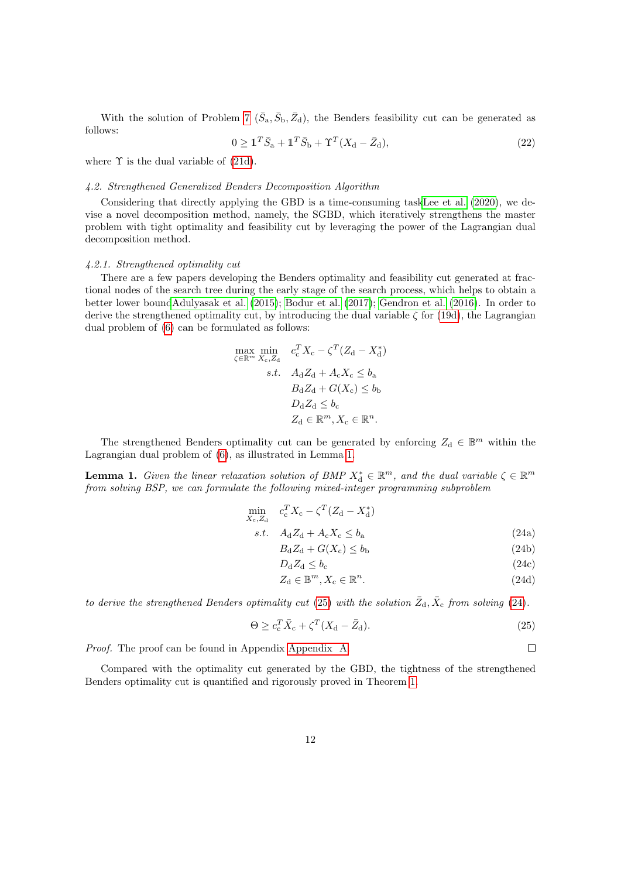With the solution of Problem 7 $(\bar{S}_{\mathrm{a}}, \bar{S}_{\mathrm{b}}, \bar{Z}_{\mathrm{d}})$, the Benders feasibility cut can be generated as follows:

$$0 \geq \mathbb{1}^T \bar{S}_{\mathrm{a}} + \mathbb{1}^T \bar{S}_{\mathrm{b}} + \Upsilon^T (X_{\mathrm{d}} - \bar{Z}_{\mathrm{d}}), \tag{22}$$

where $\Upsilon$ is the dual variable of (21d).

#### 4.2. Strengthened Generalized Benders Decomposition Algorithm

Considering that directly applying the GBD is a time-consuming taskLee et al. (2020), we devise a novel decomposition method, namely, the SGBD, which iteratively strengthens the master problem with tight optimality and feasibility cut by leveraging the power of the Lagrangian dual decomposition method.

##### 4.2.1. Strengthened optimality cut

There are a few papers developing the Benders optimality and feasibility cut generated at fractional nodes of the search tree during the early stage of the search process, which helps to obtain a better lower boundAdulyasak et al. (2015); Bodur et al. (2017); Gendron et al. (2016). In order to derive the strengthened optimality cut, by introducing the dual variable $\zeta$ for (19d), the Lagrangian dual problem of (6) can be formulated as follows:

$$\begin{aligned}
\max_{\zeta \in \mathbb{R}^m} \min_{X_{\mathrm{c}}, Z_{\mathrm{d}}} \quad & c_{\mathrm{c}}^T X_{\mathrm{c}} - \zeta^T (Z_{\mathrm{d}} - X_{\mathrm{d}}^*) \\
s.t. \quad & A_{\mathrm{d}} Z_{\mathrm{d}} + A_{\mathrm{c}} X_{\mathrm{c}} \leq b_{\mathrm{a}} \\
& B_{\mathrm{d}} Z_{\mathrm{d}} + G(X_{\mathrm{c}}) \leq b_{\mathrm{b}} \\
& D_{\mathrm{d}} Z_{\mathrm{d}} \leq b_{\mathrm{c}} \\
& Z_{\mathrm{d}} \in \mathbb{R}^m, X_{\mathrm{c}} \in \mathbb{R}^n.
\end{aligned}$$

The strengthened Benders optimality cut can be generated by enforcing $Z_{\mathrm{d}} \in \mathbb{B}^m$ within the Lagrangian dual problem of (6), as illustrated in Lemma 1.

**Lemma 1.** *Given the linear relaxation solution of BMP $X_{\mathrm{d}}^* \in \mathbb{R}^m$, and the dual variable $\zeta \in \mathbb{R}^m$ from solving BSP, we can formulate the following mixed-integer programming subproblem*

$$\begin{aligned}
\min_{X_{\mathrm{c}}, Z_{\mathrm{d}}} \quad & c_{\mathrm{c}}^T X_{\mathrm{c}} - \zeta^T (Z_{\mathrm{d}} - X_{\mathrm{d}}^*) \\
s.t. \quad & A_{\mathrm{d}} Z_{\mathrm{d}} + A_{\mathrm{c}} X_{\mathrm{c}} \leq b_{\mathrm{a}} && \text{(24a)} \\
& B_{\mathrm{d}} Z_{\mathrm{d}} + G(X_{\mathrm{c}}) \leq b_{\mathrm{b}} && \text{(24b)} \\
& D_{\mathrm{d}} Z_{\mathrm{d}} \leq b_{\mathrm{c}} && \text{(24c)} \\
& Z_{\mathrm{d}} \in \mathbb{B}^m, X_{\mathrm{c}} \in \mathbb{R}^n. && \text{(24d)}
\end{aligned}$$

*to derive the strengthened Benders optimality cut (25) with the solution $\bar{Z}_{\mathrm{d}}, \bar{X}_{\mathrm{c}}$ from solving (24).*

$$\Theta \geq c_{\mathrm{c}}^T \bar{X}_{\mathrm{c}} + \zeta^T (X_{\mathrm{d}} - \bar{Z}_{\mathrm{d}}). \tag{25}$$

*Proof.* The proof can be found in Appendix Appendix A. □

Compared with the optimality cut generated by the GBD, the tightness of the strengthened Benders optimality cut is quantified and rigorously proved in Theorem 1.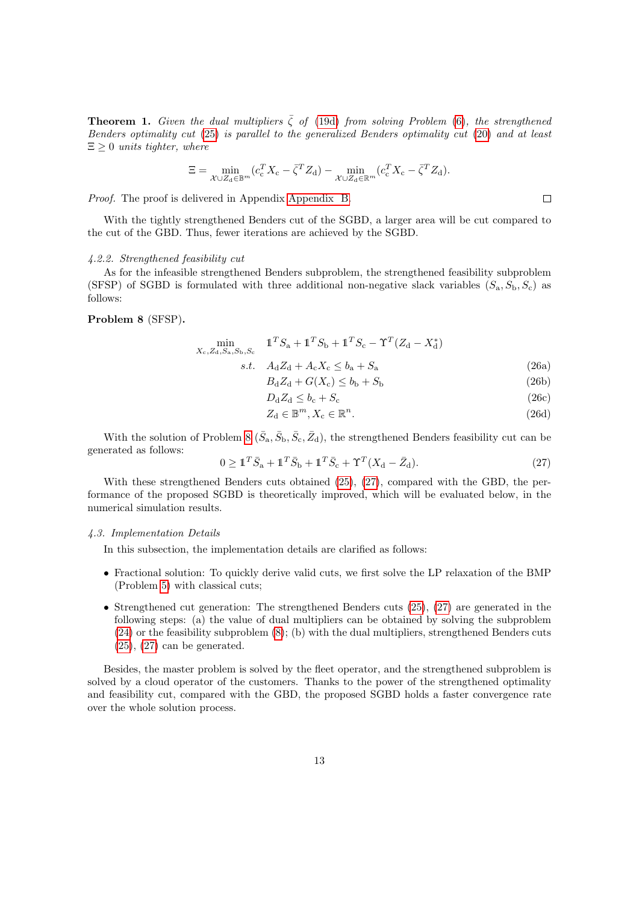**Theorem 1.** *Given the dual multipliers $\bar{\zeta}$ of (19d) from solving Problem (6), the strengthened Benders optimality cut (25) is parallel to the generalized Benders optimality cut (20) and at least $\Xi \geq 0$ units tighter, where*

$$\Xi = \min_{\mathcal{X} \cup Z_{\mathrm{d}} \in \mathbb{B}^m} (c_{\mathrm{c}}^T X_{\mathrm{c}} - \bar{\zeta}^T Z_{\mathrm{d}}) - \min_{\mathcal{X} \cup Z_{\mathrm{d}} \in \mathbb{R}^m} (c_{\mathrm{c}}^T X_{\mathrm{c}} - \bar{\zeta}^T Z_{\mathrm{d}}).$$

*Proof.* The proof is delivered in Appendix Appendix B. □

With the tightly strengthened Benders cut of the SGBD, a larger area will be cut compared to the cut of the GBD. Thus, fewer iterations are achieved by the SGBD.

#### *4.2.2. Strengthened feasibility cut*

As for the infeasible strengthened Benders subproblem, the strengthened feasibility subproblem (SFSP) of SGBD is formulated with three additional non-negative slack variables ($S_{\mathrm{a}}, S_{\mathrm{b}}, S_{\mathrm{c}}$) as follows:

**Problem 8** (SFSP)**.**

$$\begin{aligned}
\min_{X_{\mathrm{c}}, Z_{\mathrm{d}}, S_{\mathrm{a}}, S_{\mathrm{b}}, S_{\mathrm{c}}} \quad & \mathbb{1}^T S_{\mathrm{a}} + \mathbb{1}^T S_{\mathrm{b}} + \mathbb{1}^T S_{\mathrm{c}} - \Upsilon^T (Z_{\mathrm{d}} - X_{\mathrm{d}}^*) \\
s.t. \quad & A_{\mathrm{d}} Z_{\mathrm{d}} + A_{\mathrm{c}} X_{\mathrm{c}} \leq b_{\mathrm{a}} + S_{\mathrm{a}} && \text{(26a)} \\
& B_{\mathrm{d}} Z_{\mathrm{d}} + G(X_{\mathrm{c}}) \leq b_{\mathrm{b}} + S_{\mathrm{b}} && \text{(26b)} \\
& D_{\mathrm{d}} Z_{\mathrm{d}} \leq b_{\mathrm{c}} + S_{\mathrm{c}} && \text{(26c)} \\
& Z_{\mathrm{d}} \in \mathbb{B}^m, X_{\mathrm{c}} \in \mathbb{R}^n. && \text{(26d)}
\end{aligned}$$

With the solution of Problem 8 ($\bar{S}_{\mathrm{a}}, \bar{S}_{\mathrm{b}}, \bar{S}_{\mathrm{c}}, \bar{Z}_{\mathrm{d}}$), the strengthened Benders feasibility cut can be generated as follows:

$$0 \geq \mathbb{1}^T \bar{S}_{\mathrm{a}} + \mathbb{1}^T \bar{S}_{\mathrm{b}} + \mathbb{1}^T \bar{S}_{\mathrm{c}} + \Upsilon^T (X_{\mathrm{d}} - \bar{Z}_{\mathrm{d}}). \tag{27}$$

With these strengthened Benders cuts obtained (25), (27), compared with the GBD, the performance of the proposed SGBD is theoretically improved, which will be evaluated below, in the numerical simulation results.

### *4.3. Implementation Details*

In this subsection, the implementation details are clarified as follows:

- Fractional solution: To quickly derive valid cuts, we first solve the LP relaxation of the BMP (Problem 5) with classical cuts;
- Strengthened cut generation: The strengthened Benders cuts (25), (27) are generated in the following steps: (a) the value of dual multipliers can be obtained by solving the subproblem (24) or the feasibility subproblem (8); (b) with the dual multipliers, strengthened Benders cuts (25), (27) can be generated.

Besides, the master problem is solved by the fleet operator, and the strengthened subproblem is solved by a cloud operator of the customers. Thanks to the power of the strengthened optimality and feasibility cut, compared with the GBD, the proposed SGBD holds a faster convergence rate over the whole solution process.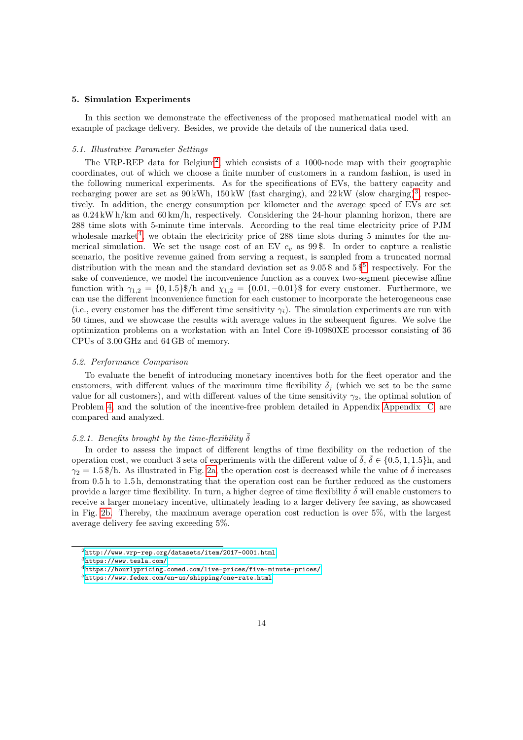## 5. Simulation Experiments

In this section we demonstrate the effectiveness of the proposed mathematical model with an example of package delivery. Besides, we provide the details of the numerical data used.

### 5.1. Illustrative Parameter Settings

The VRP-REP data for Belgium[2], which consists of a 1000-node map with their geographic coordinates, out of which we choose a finite number of customers in a random fashion, is used in the following numerical experiments. As for the specifications of EVs, the battery capacity and recharging power are set as 90 kWh, 150 kW (fast charging), and 22 kW (slow charging)[3], respectively. In addition, the energy consumption per kilometer and the average speed of EVs are set as 0.24 kW h/km and 60 km/h, respectively. Considering the 24-hour planning horizon, there are 288 time slots with 5-minute time intervals. According to the real time electricity price of PJM wholesale market[4], we obtain the electricity price of 288 time slots during 5 minutes for the numerical simulation. We set the usage cost of an EV $c_v$ as 99 \$. In order to capture a realistic scenario, the positive revenue gained from serving a request, is sampled from a truncated normal distribution with the mean and the standard deviation set as 9.05 \$ and 5 \$[5], respectively. For the sake of convenience, we model the inconvenience function as a convex two-segment piecewise affine function with $\gamma_{1,2} = \{0, 1.5\}$\$/h and $\chi_{1,2} = \{0.01, -0.01\}$\$ for every customer. Furthermore, we can use the different inconvenience function for each customer to incorporate the heterogeneous case (i.e., every customer has the different time sensitivity $\gamma_i$). The simulation experiments are run with 50 times, and we showcase the results with average values in the subsequent figures. We solve the optimization problems on a workstation with an Intel Core i9-10980XE processor consisting of 36 CPUs of 3.00 GHz and 64 GB of memory.

### 5.2. Performance Comparison

To evaluate the benefit of introducing monetary incentives both for the fleet operator and the customers, with different values of the maximum time flexibility $\bar{\delta}_j$ (which we set to be the same value for all customers), and with different values of the time sensitivity $\gamma_2$, the optimal solution of Problem 4, and the solution of the incentive-free problem detailed in Appendix Appendix C, are compared and analyzed.

#### 5.2.1. Benefits brought by the time-flexibility $\bar{\delta}$

In order to assess the impact of different lengths of time flexibility on the reduction of the operation cost, we conduct 3 sets of experiments with the different value of $\bar{\delta}$, $\bar{\delta} \in \{0.5, 1, 1.5\}$h, and $\gamma_2 = 1.5$ \$/h. As illustrated in Fig. 2a, the operation cost is decreased while the value of $\bar{\delta}$ increases from 0.5 h to 1.5 h, demonstrating that the operation cost can be further reduced as the customers provide a larger time flexibility. In turn, a higher degree of time flexibility $\bar{\delta}$ will enable customers to receive a larger monetary incentive, ultimately leading to a larger delivery fee saving, as showcased in Fig. 2b. Thereby, the maximum average operation cost reduction is over 5%, with the largest average delivery fee saving exceeding 5%.

---

[2] http://www.vrp-rep.org/datasets/item/2017-0001.html

[3] https://www.tesla.com/

[4] https://hourlypricing.comed.com/live-prices/five-minute-prices/

[5] https://www.fedex.com/en-us/shipping/one-rate.html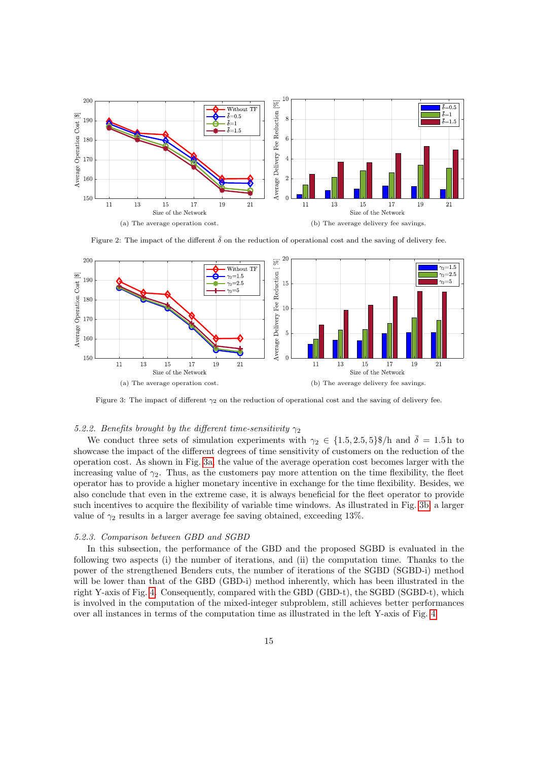(a) The average operation cost.

(b) The average delivery fee savings.

Figure 2: The impact of the different $\bar{\delta}$ on the reduction of operational cost and the saving of delivery fee.

(a) The average operation cost.

(b) The average delivery fee savings.

Figure 3: The impact of different $\gamma_2$ on the reduction of operational cost and the saving of delivery fee.

#### *5.2.2. Benefits brought by the different time-sensitivity $\gamma_2$*

We conduct three sets of simulation experiments with $\gamma_2 \in \{1.5, 2.5, 5\}$\$/h and $\bar{\delta} = 1.5$ h to showcase the impact of the different degrees of time sensitivity of customers on the reduction of the operation cost. As shown in Fig. 3a, the value of the average operation cost becomes larger with the increasing value of $\gamma_2$. Thus, as the customers pay more attention on the time flexibility, the fleet operator has to provide a higher monetary incentive in exchange for the time flexibility. Besides, we also conclude that even in the extreme case, it is always beneficial for the fleet operator to provide such incentives to acquire the flexibility of variable time windows. As illustrated in Fig. 3b, a larger value of $\gamma_2$ results in a larger average fee saving obtained, exceeding 13%.

#### *5.2.3. Comparison between GBD and SGBD*

In this subsection, the performance of the GBD and the proposed SGBD is evaluated in the following two aspects (i) the number of iterations, and (ii) the computation time. Thanks to the power of the strengthened Benders cuts, the number of iterations of the SGBD (SGBD-i) method will be lower than that of the GBD (GBD-i) method inherently, which has been illustrated in the right Y-axis of Fig. 4. Consequently, compared with the GBD (GBD-t), the SGBD (SGBD-t), which is involved in the computation of the mixed-integer subproblem, still achieves better performances over all instances in terms of the computation time as illustrated in the left Y-axis of Fig. 4.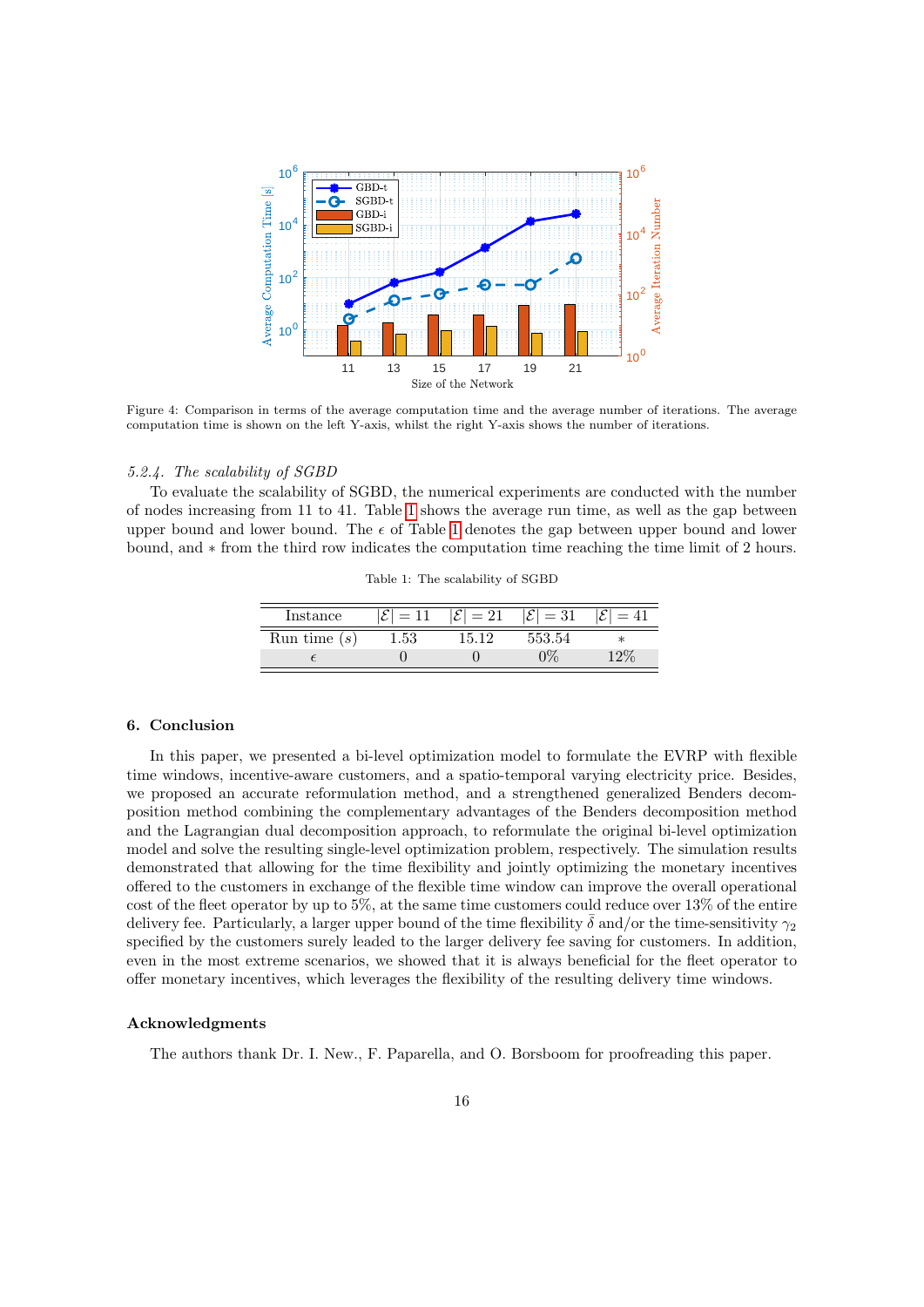Figure 4: Comparison in terms of the average computation time and the average number of iterations. The average computation time is shown on the left Y-axis, whilst the right Y-axis shows the number of iterations.

### 5.2.4. The scalability of SGBD

To evaluate the scalability of SGBD, the numerical experiments are conducted with the number of nodes increasing from 11 to 41. Table 1 shows the average run time, as well as the gap between upper bound and lower bound. The $\epsilon$ of Table 1 denotes the gap between upper bound and lower bound, and $*$ from the third row indicates the computation time reaching the time limit of 2 hours.

Table 1: The scalability of SGBD

| Instance | $\|\mathcal{E}\| = 11$ | $\|\mathcal{E}\| = 21$ | $\|\mathcal{E}\| = 31$ | $\|\mathcal{E}\| = 41$ |
|---|---|---|---|---|
| Run time ($s$) | 1.53 | 15.12 | 553.54 | * |
| $\epsilon$ | 0 | 0 | 0% | 12% |

## 6. Conclusion

In this paper, we presented a bi-level optimization model to formulate the EVRP with flexible time windows, incentive-aware customers, and a spatio-temporal varying electricity price. Besides, we proposed an accurate reformulation method, and a strengthened generalized Benders decomposition method combining the complementary advantages of the Benders decomposition method and the Lagrangian dual decomposition approach, to reformulate the original bi-level optimization model and solve the resulting single-level optimization problem, respectively. The simulation results demonstrated that allowing for the time flexibility and jointly optimizing the monetary incentives offered to the customers in exchange of the flexible time window can improve the overall operational cost of the fleet operator by up to 5%, at the same time customers could reduce over 13% of the entire delivery fee. Particularly, a larger upper bound of the time flexibility $\bar{\delta}$ and/or the time-sensitivity $\gamma_2$ specified by the customers surely leaded to the larger delivery fee saving for customers. In addition, even in the most extreme scenarios, we showed that it is always beneficial for the fleet operator to offer monetary incentives, which leverages the flexibility of the resulting delivery time windows.

## Acknowledgments

The authors thank Dr. I. New., F. Paparella, and O. Borsboom for proofreading this paper.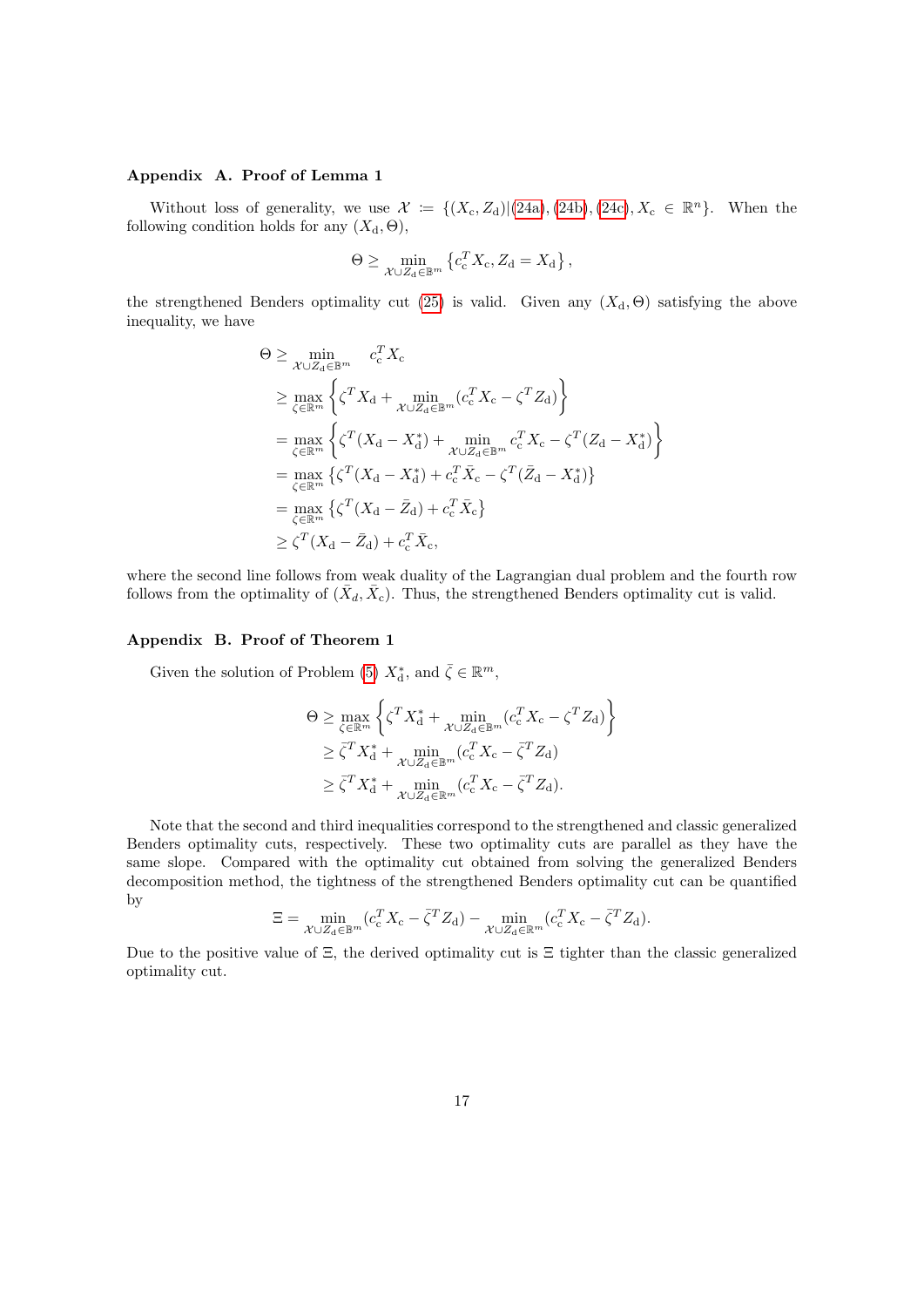### Appendix A. Proof of Lemma 1

Without loss of generality, we use $\mathcal{X} := \{(X_\mathrm{c}, Z_\mathrm{d}) | (24a), (24b), (24c), X_\mathrm{c} \in \mathbb{R}^n\}$. When the following condition holds for any $(X_\mathrm{d}, \Theta)$,

$$\Theta \geq \min_{\mathcal{X} \cup Z_\mathrm{d} \in \mathbb{B}^m} \left\{ c_\mathrm{c}^T X_\mathrm{c}, Z_\mathrm{d} = X_\mathrm{d} \right\},$$

the strengthened Benders optimality cut (25) is valid. Given any $(X_\mathrm{d}, \Theta)$ satisfying the above inequality, we have

$$\begin{aligned}
\Theta &\geq \min_{\mathcal{X} \cup Z_\mathrm{d} \in \mathbb{B}^m} \quad c_\mathrm{c}^T X_\mathrm{c} \\
&\geq \max_{\zeta \in \mathbb{R}^m} \left\{ \zeta^T X_\mathrm{d} + \min_{\mathcal{X} \cup Z_\mathrm{d} \in \mathbb{B}^m} (c_\mathrm{c}^T X_\mathrm{c} - \zeta^T Z_\mathrm{d}) \right\} \\
&= \max_{\zeta \in \mathbb{R}^m} \left\{ \zeta^T (X_\mathrm{d} - X_\mathrm{d}^*) + \min_{\mathcal{X} \cup Z_\mathrm{d} \in \mathbb{B}^m} c_\mathrm{c}^T X_\mathrm{c} - \zeta^T (Z_\mathrm{d} - X_\mathrm{d}^*) \right\} \\
&= \max_{\zeta \in \mathbb{R}^m} \left\{ \zeta^T (X_\mathrm{d} - X_\mathrm{d}^*) + c_\mathrm{c}^T \bar{X}_\mathrm{c} - \zeta^T (\bar{Z}_\mathrm{d} - X_\mathrm{d}^*) \right\} \\
&= \max_{\zeta \in \mathbb{R}^m} \left\{ \zeta^T (X_\mathrm{d} - \bar{Z}_\mathrm{d}) + c_\mathrm{c}^T \bar{X}_\mathrm{c} \right\} \\
&\geq \zeta^T (X_\mathrm{d} - \bar{Z}_\mathrm{d}) + c_\mathrm{c}^T \bar{X}_\mathrm{c},
\end{aligned}$$

where the second line follows from weak duality of the Lagrangian dual problem and the fourth row follows from the optimality of $(\bar{X}_d, \bar{X}_\mathrm{c})$. Thus, the strengthened Benders optimality cut is valid.

### Appendix B. Proof of Theorem 1

Given the solution of Problem (5) $X_\mathrm{d}^*$, and $\bar{\zeta} \in \mathbb{R}^m$,

$$\begin{aligned}
\Theta &\geq \max_{\zeta \in \mathbb{R}^m} \left\{ \zeta^T X_\mathrm{d}^* + \min_{\mathcal{X} \cup Z_\mathrm{d} \in \mathbb{B}^m} (c_\mathrm{c}^T X_\mathrm{c} - \zeta^T Z_\mathrm{d}) \right\} \\
&\geq \bar{\zeta}^T X_\mathrm{d}^* + \min_{\mathcal{X} \cup Z_\mathrm{d} \in \mathbb{B}^m} (c_\mathrm{c}^T X_\mathrm{c} - \bar{\zeta}^T Z_\mathrm{d}) \\
&\geq \bar{\zeta}^T X_\mathrm{d}^* + \min_{\mathcal{X} \cup Z_\mathrm{d} \in \mathbb{R}^m} (c_\mathrm{c}^T X_\mathrm{c} - \bar{\zeta}^T Z_\mathrm{d}).
\end{aligned}$$

Note that the second and third inequalities correspond to the strengthened and classic generalized Benders optimality cuts, respectively. These two optimality cuts are parallel as they have the same slope. Compared with the optimality cut obtained from solving the generalized Benders decomposition method, the tightness of the strengthened Benders optimality cut can be quantified by

$$\Xi = \min_{\mathcal{X} \cup Z_\mathrm{d} \in \mathbb{B}^m} (c_\mathrm{c}^T X_\mathrm{c} - \bar{\zeta}^T Z_\mathrm{d}) - \min_{\mathcal{X} \cup Z_\mathrm{d} \in \mathbb{R}^m} (c_\mathrm{c}^T X_\mathrm{c} - \bar{\zeta}^T Z_\mathrm{d}).$$

Due to the positive value of $\Xi$, the derived optimality cut is $\Xi$ tighter than the classic generalized optimality cut.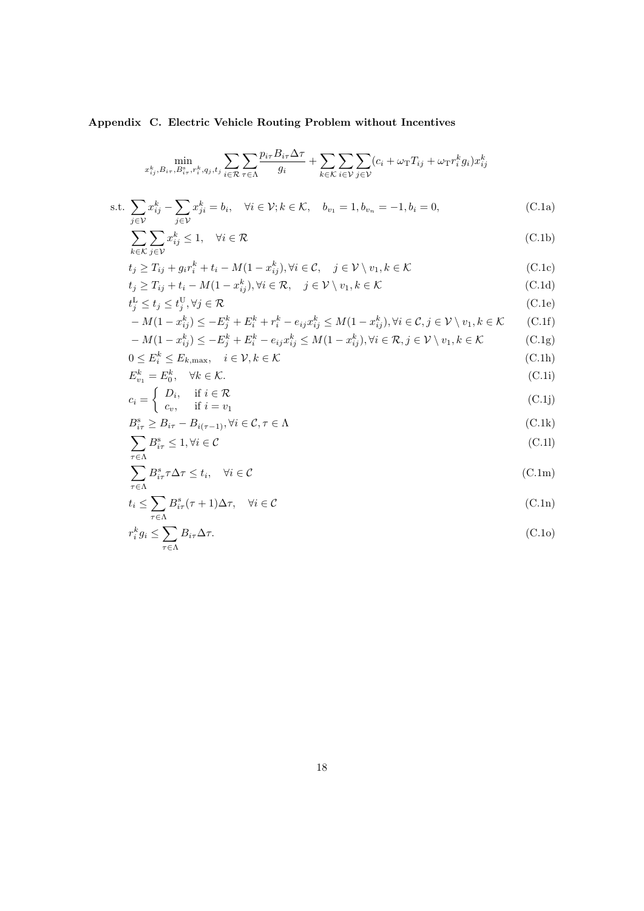## Appendix C. Electric Vehicle Routing Problem without Incentives

$$\min_{x_{ij}^k, B_{i\tau}, B_{i\tau}^s, r_i^k, q_j, t_j} \sum_{i\in\mathcal{R}} \sum_{\tau\in\Lambda} \frac{p_{i\tau} B_{i\tau} \Delta\tau}{g_i} + \sum_{k\in\mathcal{K}} \sum_{i\in\mathcal{V}} \sum_{j\in\mathcal{V}} (c_i + \omega_{\mathrm{T}} T_{ij} + \omega_{\mathrm{T}} r_i^k g_i) x_{ij}^k$$

$$\text{s.t.} \sum_{j\in\mathcal{V}} x_{ij}^k - \sum_{j\in\mathcal{V}} x_{ji}^k = b_i, \quad \forall i \in \mathcal{V}; k \in \mathcal{K}, \quad b_{v_1} = 1, b_{v_n} = -1, b_i = 0, \tag{C.1a}$$

$$\sum_{k\in\mathcal{K}} \sum_{j\in\mathcal{V}} x_{ij}^k \leq 1, \quad \forall i \in \mathcal{R} \tag{C.1b}$$

$$t_j \geq T_{ij} + g_i r_i^k + t_i - M(1 - x_{ij}^k), \forall i \in \mathcal{C}, \quad j \in \mathcal{V} \setminus v_1, k \in \mathcal{K} \tag{C.1c}$$

$$t_j \geq T_{ij} + t_i - M(1 - x_{ij}^k), \forall i \in \mathcal{R}, \quad j \in \mathcal{V} \setminus v_1, k \in \mathcal{K} \tag{C.1d}$$

$$t_j^{\mathrm{L}} \leq t_j \leq t_j^{\mathrm{U}}, \forall j \in \mathcal{R} \tag{C.1e}$$

$$-M(1 - x_{ij}^k) \leq -E_j^k + E_i^k + r_i^k - e_{ij} x_{ij}^k \leq M(1 - x_{ij}^k), \forall i \in \mathcal{C}, j \in \mathcal{V} \setminus v_1, k \in \mathcal{K} \tag{C.1f}$$

$$-M(1 - x_{ij}^k) \leq -E_j^k + E_i^k - e_{ij} x_{ij}^k \leq M(1 - x_{ij}^k), \forall i \in \mathcal{R}, j \in \mathcal{V} \setminus v_1, k \in \mathcal{K} \tag{C.1g}$$

$$0 \leq E_i^k \leq E_{k,\max}, \quad i \in \mathcal{V}, k \in \mathcal{K} \tag{C.1h}$$

$$E_{v_1}^k = E_0^k, \quad \forall k \in \mathcal{K}. \tag{C.1i}$$

$$c_i = \begin{cases} D_i, & \text{if } i \in \mathcal{R} \\ c_v, & \text{if } i = v_1 \end{cases} \tag{C.1j}$$

$$B_{i\tau}^{\mathrm{s}} \geq B_{i\tau} - B_{i(\tau-1)}, \forall i \in \mathcal{C}, \tau \in \Lambda \tag{C.1k}$$

$$\sum_{\tau\in\Lambda} B_{i\tau}^{\mathrm{s}} \leq 1, \forall i \in \mathcal{C} \tag{C.1l}$$

$$\sum_{\tau\in\Lambda} B_{i\tau}^{s} \tau \Delta\tau \leq t_i, \quad \forall i \in \mathcal{C} \tag{C.1m}$$

$$t_i \leq \sum_{\tau\in\Lambda} B_{i\tau}^{\mathrm{s}} (\tau + 1) \Delta\tau, \quad \forall i \in \mathcal{C} \tag{C.1n}$$

$$r_i^k g_i \leq \sum_{\tau\in\Lambda} B_{i\tau} \Delta\tau. \tag{C.1o}$$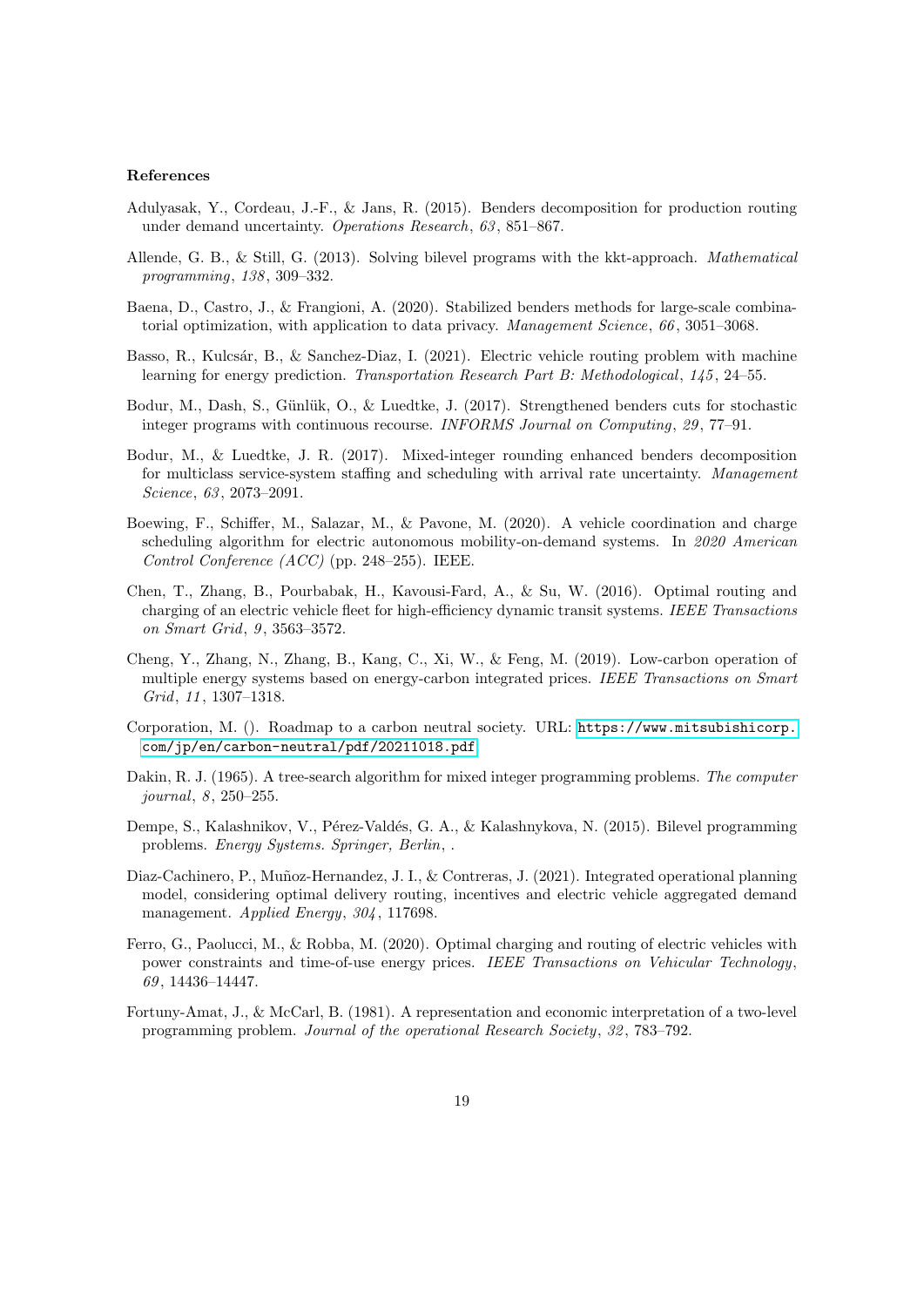### References

Adulyasak, Y., Cordeau, J.-F., & Jans, R. (2015). Benders decomposition for production routing under demand uncertainty. *Operations Research*, *63*, 851–867.

Allende, G. B., & Still, G. (2013). Solving bilevel programs with the kkt-approach. *Mathematical programming*, *138*, 309–332.

Baena, D., Castro, J., & Frangioni, A. (2020). Stabilized benders methods for large-scale combinatorial optimization, with application to data privacy. *Management Science*, *66*, 3051–3068.

Basso, R., Kulcsár, B., & Sanchez-Diaz, I. (2021). Electric vehicle routing problem with machine learning for energy prediction. *Transportation Research Part B: Methodological*, *145*, 24–55.

Bodur, M., Dash, S., Günlük, O., & Luedtke, J. (2017). Strengthened benders cuts for stochastic integer programs with continuous recourse. *INFORMS Journal on Computing*, *29*, 77–91.

Bodur, M., & Luedtke, J. R. (2017). Mixed-integer rounding enhanced benders decomposition for multiclass service-system staffing and scheduling with arrival rate uncertainty. *Management Science*, *63*, 2073–2091.

Boewing, F., Schiffer, M., Salazar, M., & Pavone, M. (2020). A vehicle coordination and charge scheduling algorithm for electric autonomous mobility-on-demand systems. In *2020 American Control Conference (ACC)* (pp. 248–255). IEEE.

Chen, T., Zhang, B., Pourbabak, H., Kavousi-Fard, A., & Su, W. (2016). Optimal routing and charging of an electric vehicle fleet for high-efficiency dynamic transit systems. *IEEE Transactions on Smart Grid*, *9*, 3563–3572.

Cheng, Y., Zhang, N., Zhang, B., Kang, C., Xi, W., & Feng, M. (2019). Low-carbon operation of multiple energy systems based on energy-carbon integrated prices. *IEEE Transactions on Smart Grid*, *11*, 1307–1318.

Corporation, M. (). Roadmap to a carbon neutral society. URL: https://www.mitsubishicorp.com/jp/en/carbon-neutral/pdf/20211018.pdf.

Dakin, R. J. (1965). A tree-search algorithm for mixed integer programming problems. *The computer journal*, *8*, 250–255.

Dempe, S., Kalashnikov, V., Pérez-Valdés, G. A., & Kalashnykova, N. (2015). Bilevel programming problems. *Energy Systems. Springer, Berlin*, .

Diaz-Cachinero, P., Muñoz-Hernandez, J. I., & Contreras, J. (2021). Integrated operational planning model, considering optimal delivery routing, incentives and electric vehicle aggregated demand management. *Applied Energy*, *304*, 117698.

Ferro, G., Paolucci, M., & Robba, M. (2020). Optimal charging and routing of electric vehicles with power constraints and time-of-use energy prices. *IEEE Transactions on Vehicular Technology*, *69*, 14436–14447.

Fortuny-Amat, J., & McCarl, B. (1981). A representation and economic interpretation of a two-level programming problem. *Journal of the operational Research Society*, *32*, 783–792.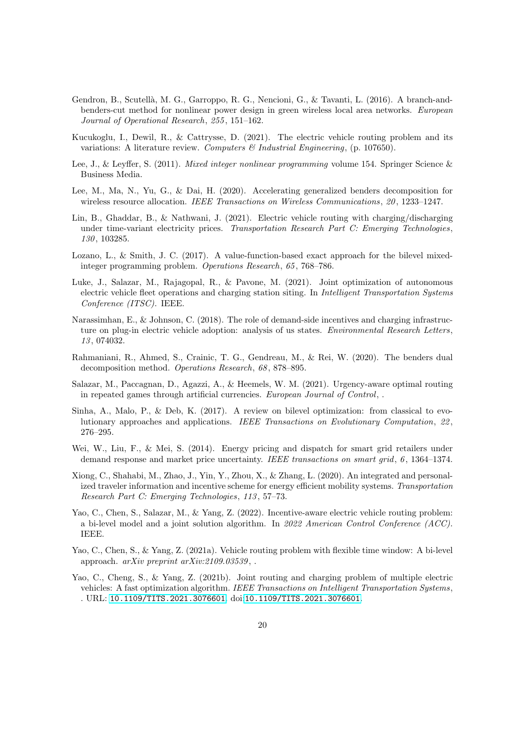Gendron, B., Scutellà, M. G., Garroppo, R. G., Nencioni, G., & Tavanti, L. (2016). A branch-and-benders-cut method for nonlinear power design in green wireless local area networks. *European Journal of Operational Research*, *255*, 151–162.

Kucukoglu, I., Dewil, R., & Cattrysse, D. (2021). The electric vehicle routing problem and its variations: A literature review. *Computers & Industrial Engineering*, (p. 107650).

Lee, J., & Leyffer, S. (2011). *Mixed integer nonlinear programming* volume 154. Springer Science & Business Media.

Lee, M., Ma, N., Yu, G., & Dai, H. (2020). Accelerating generalized benders decomposition for wireless resource allocation. *IEEE Transactions on Wireless Communications*, *20*, 1233–1247.

Lin, B., Ghaddar, B., & Nathwani, J. (2021). Electric vehicle routing with charging/discharging under time-variant electricity prices. *Transportation Research Part C: Emerging Technologies*, *130*, 103285.

Lozano, L., & Smith, J. C. (2017). A value-function-based exact approach for the bilevel mixed-integer programming problem. *Operations Research*, *65*, 768–786.

Luke, J., Salazar, M., Rajagopal, R., & Pavone, M. (2021). Joint optimization of autonomous electric vehicle fleet operations and charging station siting. In *Intelligent Transportation Systems Conference (ITSC)*. IEEE.

Narassimhan, E., & Johnson, C. (2018). The role of demand-side incentives and charging infrastructure on plug-in electric vehicle adoption: analysis of us states. *Environmental Research Letters*, *13*, 074032.

Rahmaniani, R., Ahmed, S., Crainic, T. G., Gendreau, M., & Rei, W. (2020). The benders dual decomposition method. *Operations Research*, *68*, 878–895.

Salazar, M., Paccagnan, D., Agazzi, A., & Heemels, W. M. (2021). Urgency-aware optimal routing in repeated games through artificial currencies. *European Journal of Control*, .

Sinha, A., Malo, P., & Deb, K. (2017). A review on bilevel optimization: from classical to evolutionary approaches and applications. *IEEE Transactions on Evolutionary Computation*, *22*, 276–295.

Wei, W., Liu, F., & Mei, S. (2014). Energy pricing and dispatch for smart grid retailers under demand response and market price uncertainty. *IEEE transactions on smart grid*, *6*, 1364–1374.

Xiong, C., Shahabi, M., Zhao, J., Yin, Y., Zhou, X., & Zhang, L. (2020). An integrated and personalized traveler information and incentive scheme for energy efficient mobility systems. *Transportation Research Part C: Emerging Technologies*, *113*, 57–73.

Yao, C., Chen, S., Salazar, M., & Yang, Z. (2022). Incentive-aware electric vehicle routing problem: a bi-level model and a joint solution algorithm. In *2022 American Control Conference (ACC)*. IEEE.

Yao, C., Chen, S., & Yang, Z. (2021a). Vehicle routing problem with flexible time window: A bi-level approach. *arXiv preprint arXiv:2109.03539*, .

Yao, C., Cheng, S., & Yang, Z. (2021b). Joint routing and charging problem of multiple electric vehicles: A fast optimization algorithm. *IEEE Transactions on Intelligent Transportation Systems*, . URL: 10.1109/TITS.2021.3076601. doi:10.1109/TITS.2021.3076601.